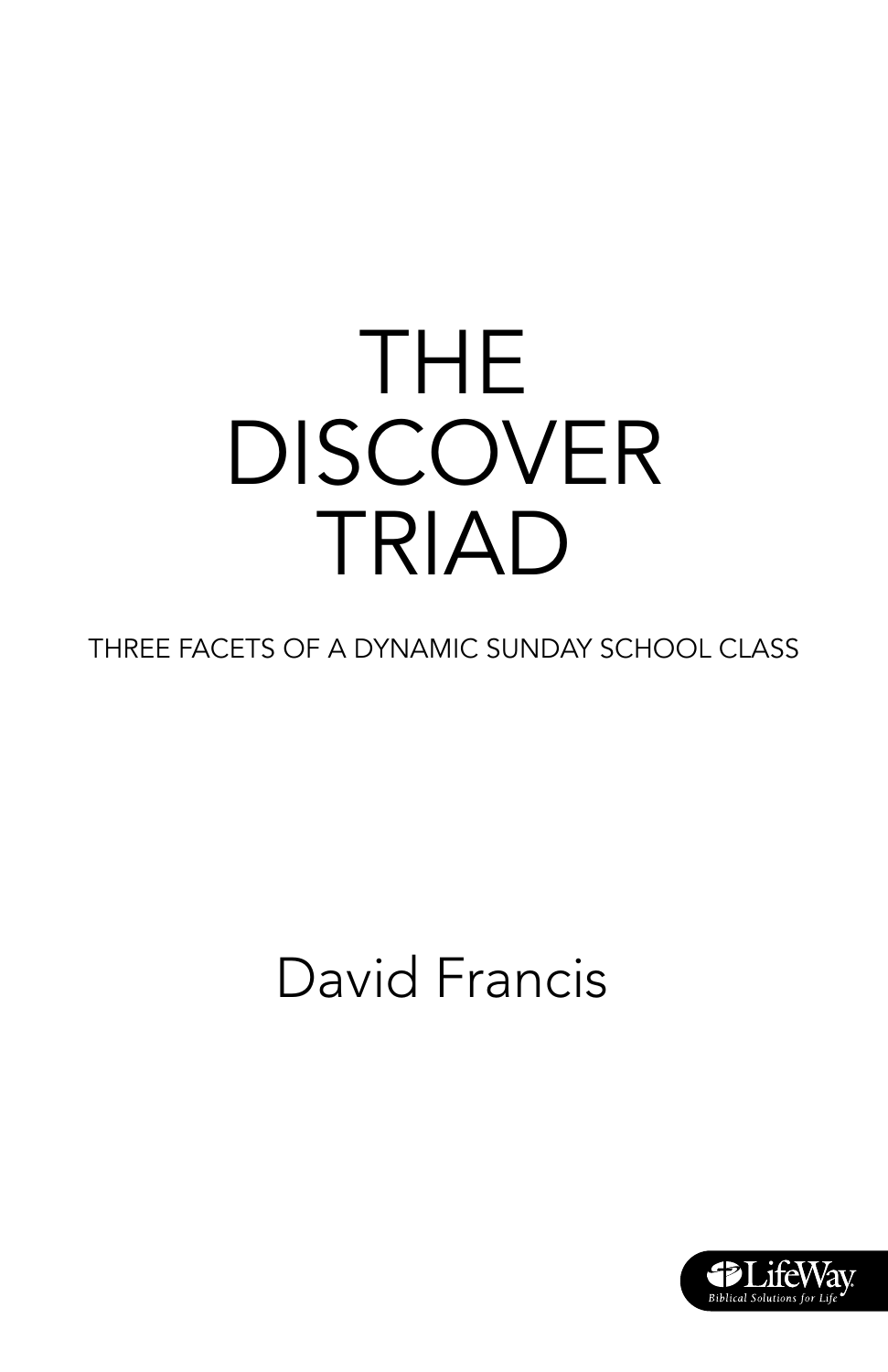# THE DISCOVER TRIAD

THREE FACETS OF A DYNAMIC SUNDAY SCHOOL CLASS

David Francis

LifeWay
Biblical Solutions for Life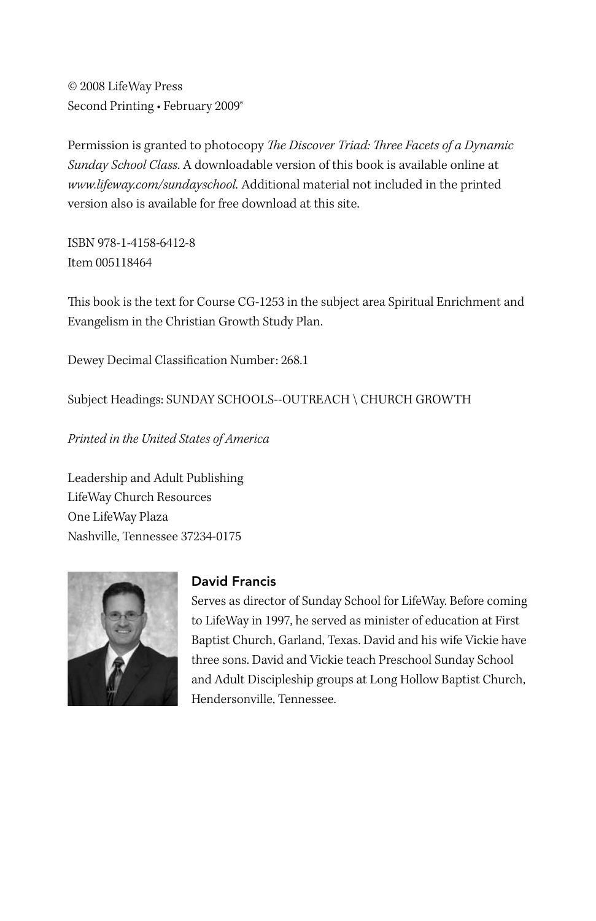© 2008 LifeWay Press
Second Printing • February 2009

Permission is granted to photocopy *The Discover Triad: Three Facets of a Dynamic Sunday School Class*. A downloadable version of this book is available online at *www.lifeway.com/sundayschool.* Additional material not included in the printed version also is available for free download at this site.

ISBN 978-1-4158-6412-8
Item 005118464

This book is the text for Course CG-1253 in the subject area Spiritual Enrichment and Evangelism in the Christian Growth Study Plan.

Dewey Decimal Classification Number: 268.1

Subject Headings: SUNDAY SCHOOLS--OUTREACH \ CHURCH GROWTH

*Printed in the United States of America*

Leadership and Adult Publishing
LifeWay Church Resources
One LifeWay Plaza
Nashville, Tennessee 37234-0175

**David Francis**
Serves as director of Sunday School for LifeWay. Before coming to LifeWay in 1997, he served as minister of education at First Baptist Church, Garland, Texas. David and his wife Vickie have three sons. David and Vickie teach Preschool Sunday School and Adult Discipleship groups at Long Hollow Baptist Church, Hendersonville, Tennessee.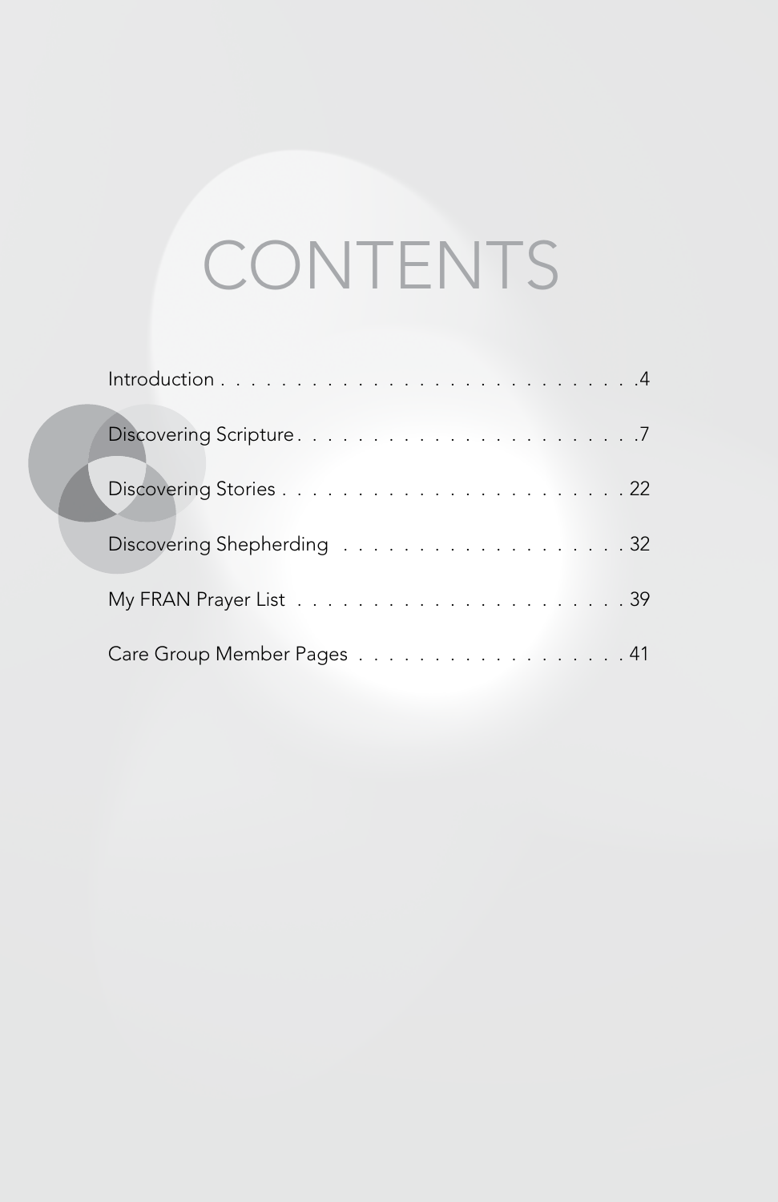# CONTENTS

- Introduction . . . . . . . . . . . . . . . . . . . . . . . . . . . . . 4
- Discovering Scripture . . . . . . . . . . . . . . . . . . . . . . . . 7
- Discovering Stories . . . . . . . . . . . . . . . . . . . . . . . . . 22
- Discovering Shepherding . . . . . . . . . . . . . . . . . . . . 32
- My FRAN Prayer List . . . . . . . . . . . . . . . . . . . . . . . 39
- Care Group Member Pages . . . . . . . . . . . . . . . . . . . 41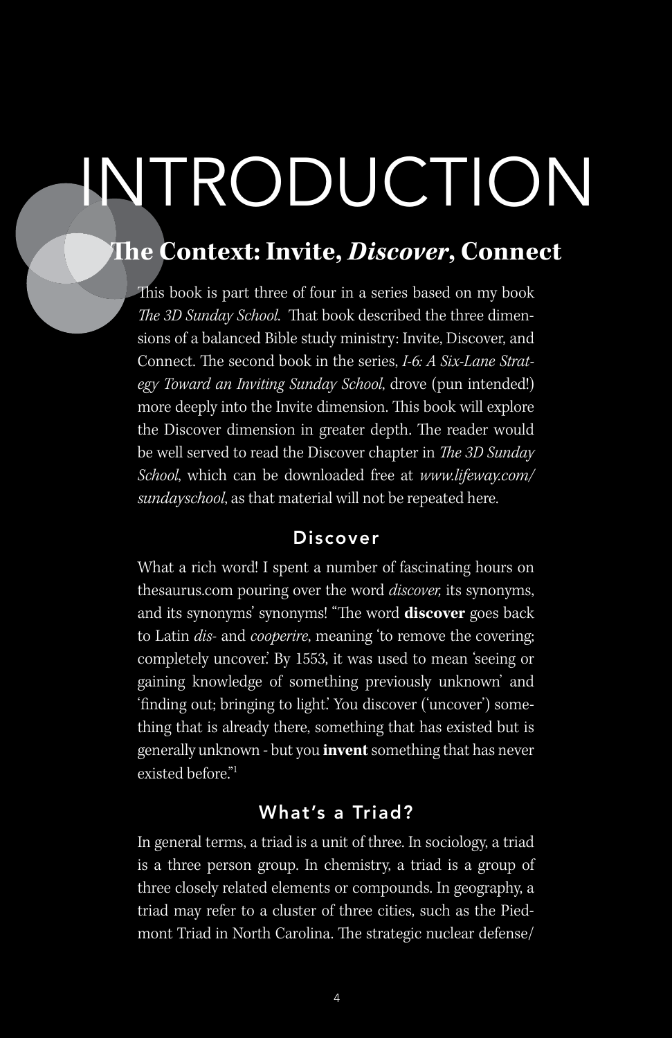# INTRODUCTION

## The Context: Invite, *Discover*, Connect

This book is part three of four in a series based on my book *The 3D Sunday School*. That book described the three dimensions of a balanced Bible study ministry: Invite, Discover, and Connect. The second book in the series, *I-6: A Six-Lane Strategy Toward an Inviting Sunday School*, drove (pun intended!) more deeply into the Invite dimension. This book will explore the Discover dimension in greater depth. The reader would be well served to read the Discover chapter in *The 3D Sunday School*, which can be downloaded free at *www.lifeway.com/sundayschool*, as that material will not be repeated here.

### Discover

What a rich word! I spent a number of fascinating hours on thesaurus.com pouring over the word *discover,* its synonyms, and its synonyms' synonyms! "The word **discover** goes back to Latin *dis-* and *cooperire*, meaning 'to remove the covering; completely uncover.' By 1553, it was used to mean 'seeing or gaining knowledge of something previously unknown' and 'finding out; bringing to light.' You discover ('uncover') something that is already there, something that has existed but is generally unknown - but you **invent** something that has never existed before."[1]

### What's a Triad?

In general terms, a triad is a unit of three. In sociology, a triad is a three person group. In chemistry, a triad is a group of three closely related elements or compounds. In geography, a triad may refer to a cluster of three cities, such as the Piedmont Triad in North Carolina. The strategic nuclear defense/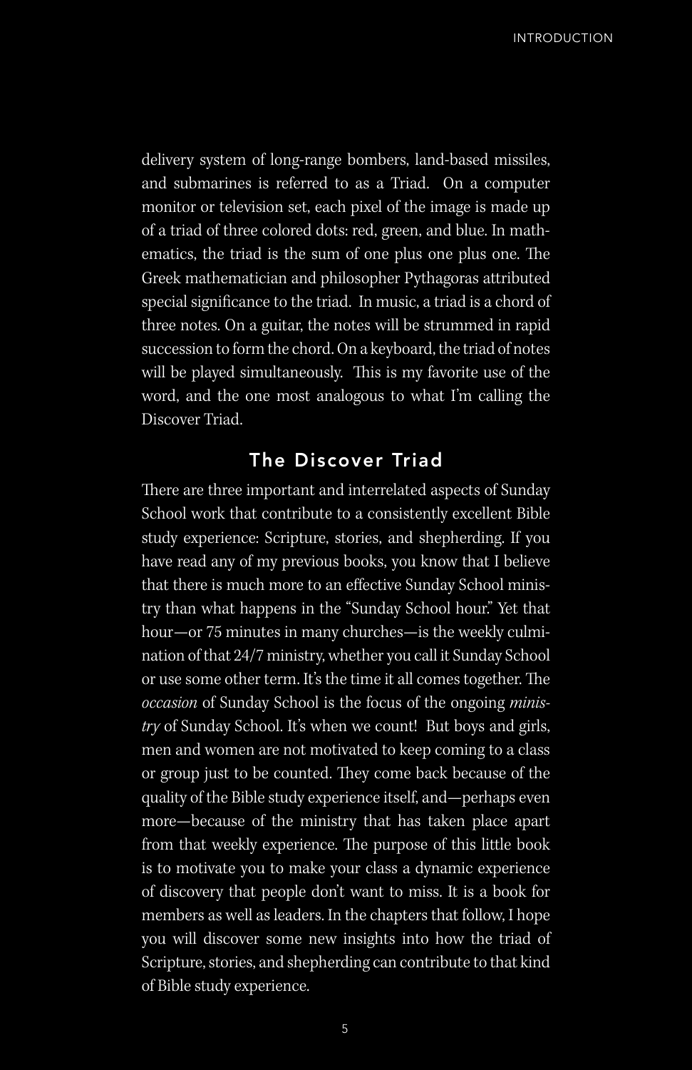delivery system of long-range bombers, land-based missiles, and submarines is referred to as a Triad. On a computer monitor or television set, each pixel of the image is made up of a triad of three colored dots: red, green, and blue. In mathematics, the triad is the sum of one plus one plus one. The Greek mathematician and philosopher Pythagoras attributed special significance to the triad. In music, a triad is a chord of three notes. On a guitar, the notes will be strummed in rapid succession to form the chord. On a keyboard, the triad of notes will be played simultaneously. This is my favorite use of the word, and the one most analogous to what I'm calling the Discover Triad.

## The Discover Triad

There are three important and interrelated aspects of Sunday School work that contribute to a consistently excellent Bible study experience: Scripture, stories, and shepherding. If you have read any of my previous books, you know that I believe that there is much more to an effective Sunday School ministry than what happens in the "Sunday School hour." Yet that hour—or 75 minutes in many churches—is the weekly culmination of that 24/7 ministry, whether you call it Sunday School or use some other term. It's the time it all comes together. The *occasion* of Sunday School is the focus of the ongoing *ministry* of Sunday School. It's when we count! But boys and girls, men and women are not motivated to keep coming to a class or group just to be counted. They come back because of the quality of the Bible study experience itself, and—perhaps even more—because of the ministry that has taken place apart from that weekly experience. The purpose of this little book is to motivate you to make your class a dynamic experience of discovery that people don't want to miss. It is a book for members as well as leaders. In the chapters that follow, I hope you will discover some new insights into how the triad of Scripture, stories, and shepherding can contribute to that kind of Bible study experience.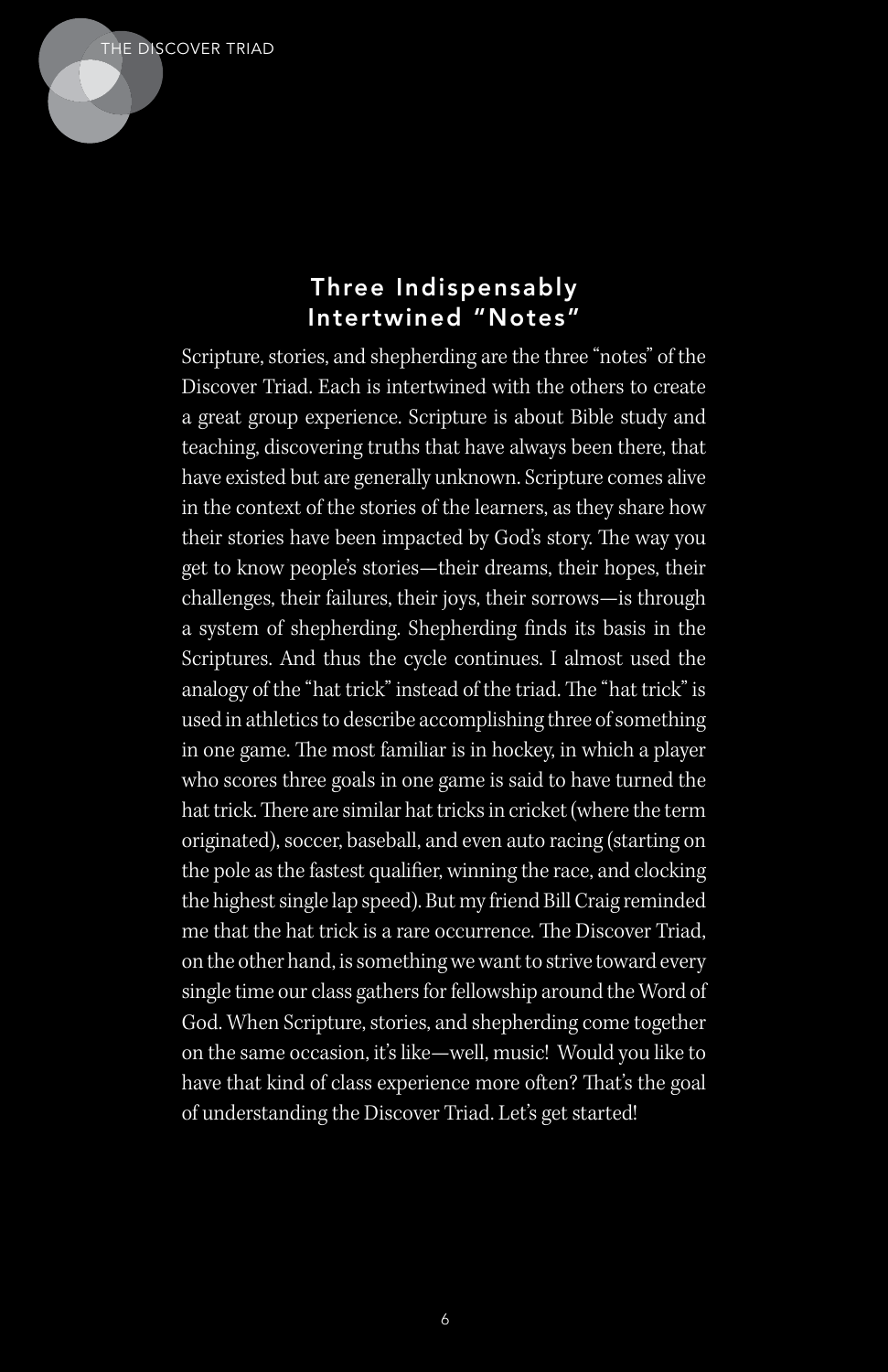## Three Indispensably Intertwined "Notes"

Scripture, stories, and shepherding are the three "notes" of the Discover Triad. Each is intertwined with the others to create a great group experience. Scripture is about Bible study and teaching, discovering truths that have always been there, that have existed but are generally unknown. Scripture comes alive in the context of the stories of the learners, as they share how their stories have been impacted by God's story. The way you get to know people's stories—their dreams, their hopes, their challenges, their failures, their joys, their sorrows—is through a system of shepherding. Shepherding finds its basis in the Scriptures. And thus the cycle continues. I almost used the analogy of the "hat trick" instead of the triad. The "hat trick" is used in athletics to describe accomplishing three of something in one game. The most familiar is in hockey, in which a player who scores three goals in one game is said to have turned the hat trick. There are similar hat tricks in cricket (where the term originated), soccer, baseball, and even auto racing (starting on the pole as the fastest qualifier, winning the race, and clocking the highest single lap speed). But my friend Bill Craig reminded me that the hat trick is a rare occurrence. The Discover Triad, on the other hand, is something we want to strive toward every single time our class gathers for fellowship around the Word of God. When Scripture, stories, and shepherding come together on the same occasion, it's like—well, music! Would you like to have that kind of class experience more often? That's the goal of understanding the Discover Triad. Let's get started!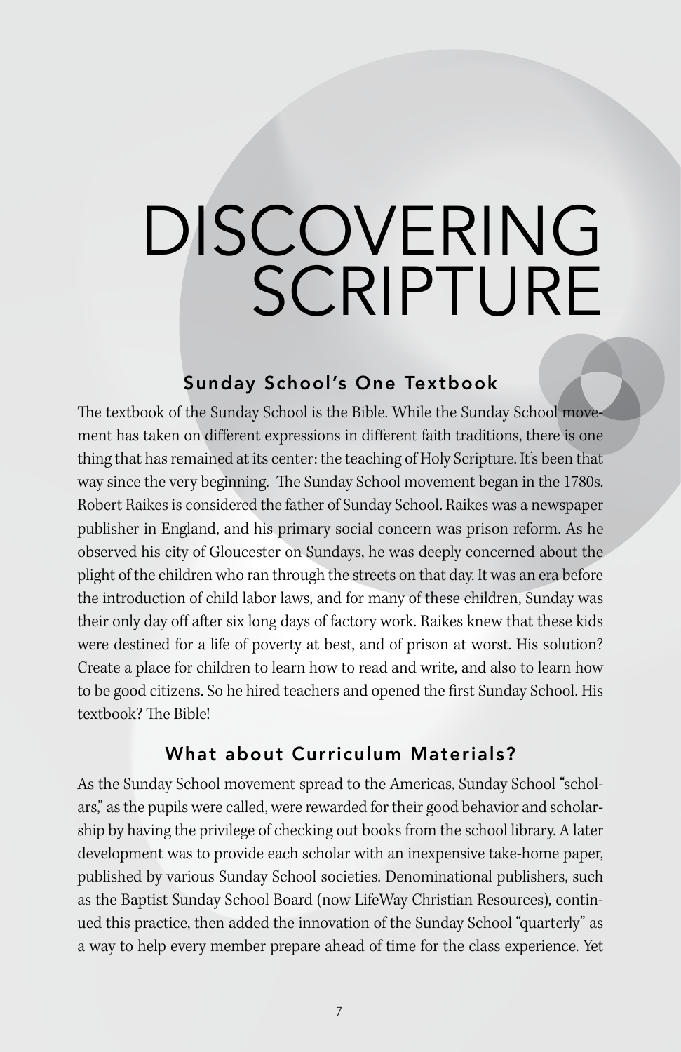# DISCOVERING SCRIPTURE

## Sunday School's One Textbook

The textbook of the Sunday School is the Bible. While the Sunday School movement has taken on different expressions in different faith traditions, there is one thing that has remained at its center: the teaching of Holy Scripture. It's been that way since the very beginning. The Sunday School movement began in the 1780s. Robert Raikes is considered the father of Sunday School. Raikes was a newspaper publisher in England, and his primary social concern was prison reform. As he observed his city of Gloucester on Sundays, he was deeply concerned about the plight of the children who ran through the streets on that day. It was an era before the introduction of child labor laws, and for many of these children, Sunday was their only day off after six long days of factory work. Raikes knew that these kids were destined for a life of poverty at best, and of prison at worst. His solution? Create a place for children to learn how to read and write, and also to learn how to be good citizens. So he hired teachers and opened the first Sunday School. His textbook? The Bible!

## What about Curriculum Materials?

As the Sunday School movement spread to the Americas, Sunday School "scholars," as the pupils were called, were rewarded for their good behavior and scholarship by having the privilege of checking out books from the school library. A later development was to provide each scholar with an inexpensive take-home paper, published by various Sunday School societies. Denominational publishers, such as the Baptist Sunday School Board (now LifeWay Christian Resources), continued this practice, then added the innovation of the Sunday School "quarterly" as a way to help every member prepare ahead of time for the class experience. Yet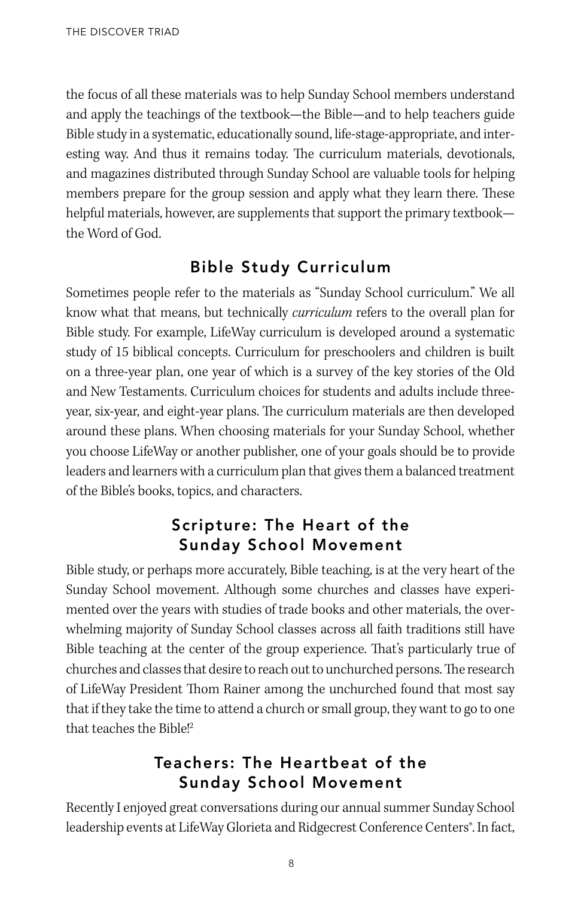the focus of all these materials was to help Sunday School members understand and apply the teachings of the textbook—the Bible—and to help teachers guide Bible study in a systematic, educationally sound, life-stage-appropriate, and interesting way. And thus it remains today. The curriculum materials, devotionals, and magazines distributed through Sunday School are valuable tools for helping members prepare for the group session and apply what they learn there. These helpful materials, however, are supplements that support the primary textbook—the Word of God.

## Bible Study Curriculum

Sometimes people refer to the materials as "Sunday School curriculum." We all know what that means, but technically *curriculum* refers to the overall plan for Bible study. For example, LifeWay curriculum is developed around a systematic study of 15 biblical concepts. Curriculum for preschoolers and children is built on a three-year plan, one year of which is a survey of the key stories of the Old and New Testaments. Curriculum choices for students and adults include three-year, six-year, and eight-year plans. The curriculum materials are then developed around these plans. When choosing materials for your Sunday School, whether you choose LifeWay or another publisher, one of your goals should be to provide leaders and learners with a curriculum plan that gives them a balanced treatment of the Bible's books, topics, and characters.

## Scripture: The Heart of the Sunday School Movement

Bible study, or perhaps more accurately, Bible teaching, is at the very heart of the Sunday School movement. Although some churches and classes have experimented over the years with studies of trade books and other materials, the overwhelming majority of Sunday School classes across all faith traditions still have Bible teaching at the center of the group experience. That's particularly true of churches and classes that desire to reach out to unchurched persons. The research of LifeWay President Thom Rainer among the unchurched found that most say that if they take the time to attend a church or small group, they want to go to one that teaches the Bible![2]

## Teachers: The Heartbeat of the Sunday School Movement

Recently I enjoyed great conversations during our annual summer Sunday School leadership events at LifeWay Glorieta and Ridgecrest Conference Centers®. In fact,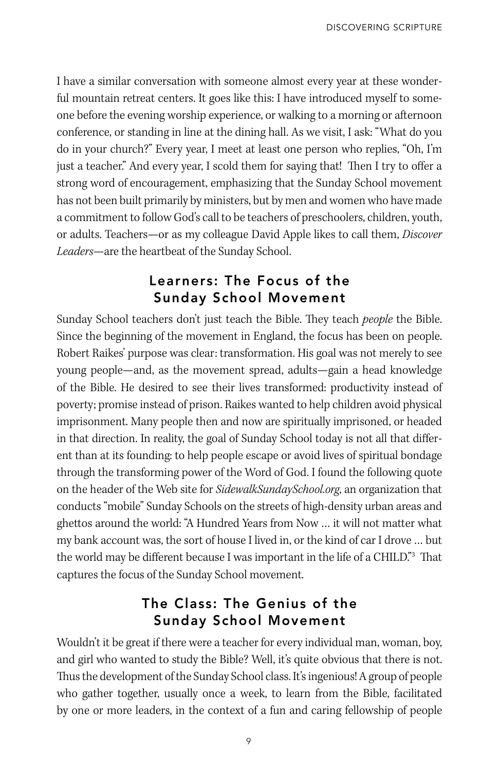I have a similar conversation with someone almost every year at these wonderful mountain retreat centers. It goes like this: I have introduced myself to someone before the evening worship experience, or walking to a morning or afternoon conference, or standing in line at the dining hall. As we visit, I ask: "What do you do in your church?" Every year, I meet at least one person who replies, "Oh, I'm just a teacher." And every year, I scold them for saying that! Then I try to offer a strong word of encouragement, emphasizing that the Sunday School movement has not been built primarily by ministers, but by men and women who have made a commitment to follow God's call to be teachers of preschoolers, children, youth, or adults. Teachers—or as my colleague David Apple likes to call them, *Discover Leaders*—are the heartbeat of the Sunday School.

## Learners: The Focus of the Sunday School Movement

Sunday School teachers don't just teach the Bible. They teach *people* the Bible. Since the beginning of the movement in England, the focus has been on people. Robert Raikes' purpose was clear: transformation. His goal was not merely to see young people—and, as the movement spread, adults—gain a head knowledge of the Bible. He desired to see their lives transformed: productivity instead of poverty; promise instead of prison. Raikes wanted to help children avoid physical imprisonment. Many people then and now are spiritually imprisoned, or headed in that direction. In reality, the goal of Sunday School today is not all that different than at its founding: to help people escape or avoid lives of spiritual bondage through the transforming power of the Word of God. I found the following quote on the header of the Web site for *SidewalkSundaySchool.org*, an organization that conducts "mobile" Sunday Schools on the streets of high-density urban areas and ghettos around the world: "A Hundred Years from Now … it will not matter what my bank account was, the sort of house I lived in, or the kind of car I drove … but the world may be different because I was important in the life of a CHILD."[3] That captures the focus of the Sunday School movement.

## The Class: The Genius of the Sunday School Movement

Wouldn't it be great if there were a teacher for every individual man, woman, boy, and girl who wanted to study the Bible? Well, it's quite obvious that there is not. Thus the development of the Sunday School class. It's ingenious! A group of people who gather together, usually once a week, to learn from the Bible, facilitated by one or more leaders, in the context of a fun and caring fellowship of people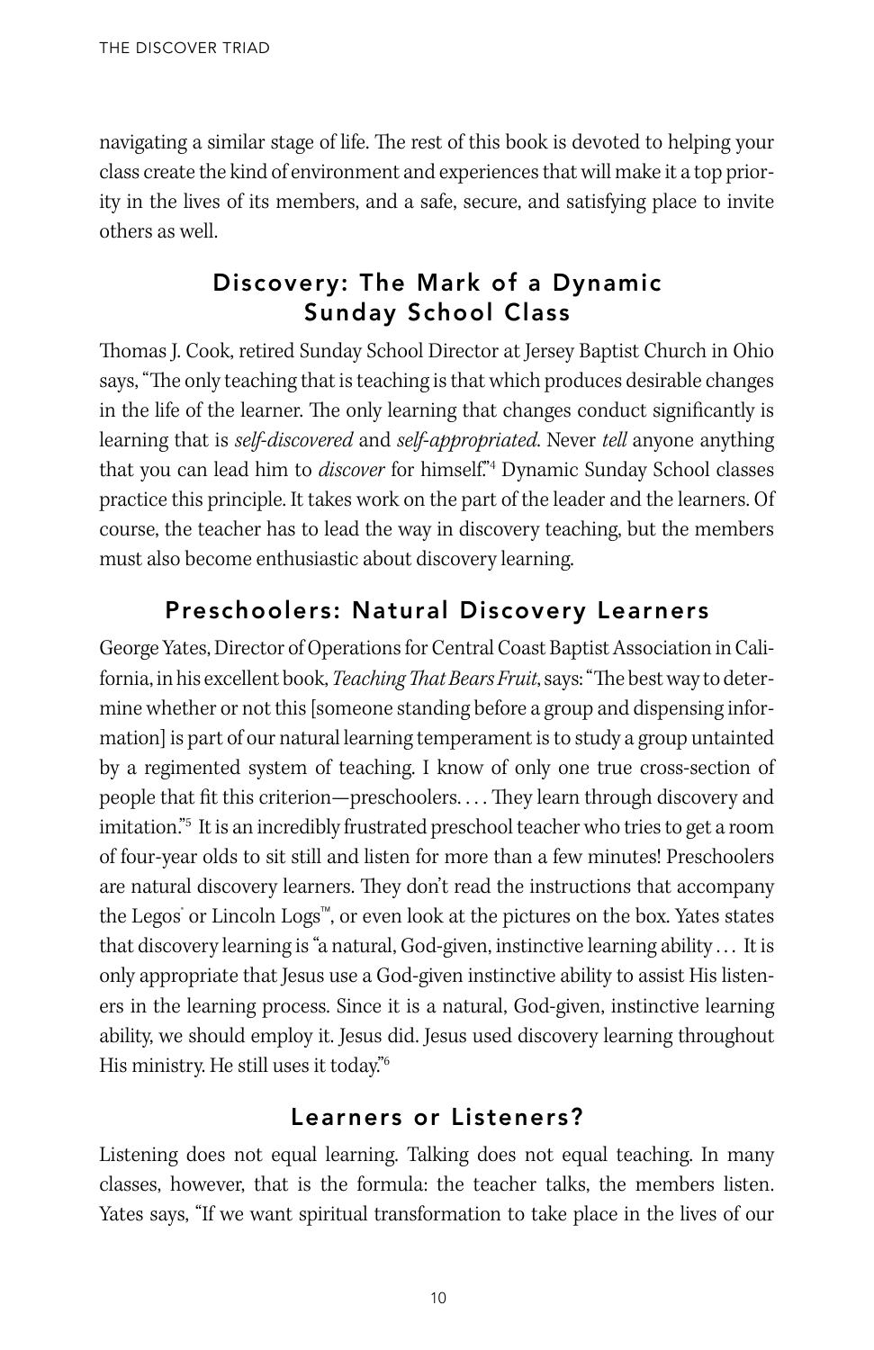navigating a similar stage of life. The rest of this book is devoted to helping your class create the kind of environment and experiences that will make it a top priority in the lives of its members, and a safe, secure, and satisfying place to invite others as well.

## Discovery: The Mark of a Dynamic Sunday School Class

Thomas J. Cook, retired Sunday School Director at Jersey Baptist Church in Ohio says, "The only teaching that is teaching is that which produces desirable changes in the life of the learner. The only learning that changes conduct significantly is learning that is *self-discovered* and *self-appropriated*. Never *tell* anyone anything that you can lead him to *discover* for himself."[4] Dynamic Sunday School classes practice this principle. It takes work on the part of the leader and the learners. Of course, the teacher has to lead the way in discovery teaching, but the members must also become enthusiastic about discovery learning.

## Preschoolers: Natural Discovery Learners

George Yates, Director of Operations for Central Coast Baptist Association in California, in his excellent book, *Teaching That Bears Fruit*, says: "The best way to determine whether or not this [someone standing before a group and dispensing information] is part of our natural learning temperament is to study a group untainted by a regimented system of teaching. I know of only one true cross-section of people that fit this criterion—preschoolers. . . . They learn through discovery and imitation."[5] It is an incredibly frustrated preschool teacher who tries to get a room of four-year olds to sit still and listen for more than a few minutes! Preschoolers are natural discovery learners. They don't read the instructions that accompany the Legos® or Lincoln Logs™, or even look at the pictures on the box. Yates states that discovery learning is "a natural, God-given, instinctive learning ability . . . It is only appropriate that Jesus use a God-given instinctive ability to assist His listeners in the learning process. Since it is a natural, God-given, instinctive learning ability, we should employ it. Jesus did. Jesus used discovery learning throughout His ministry. He still uses it today."[6]

## Learners or Listeners?

Listening does not equal learning. Talking does not equal teaching. In many classes, however, that is the formula: the teacher talks, the members listen. Yates says, "If we want spiritual transformation to take place in the lives of our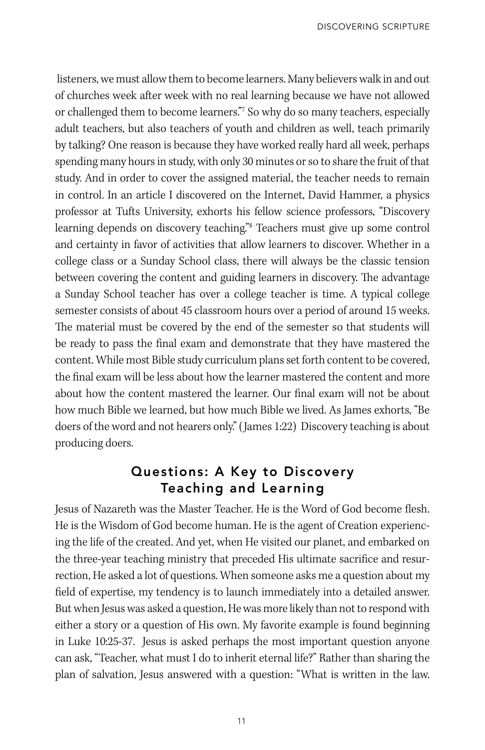listeners, we must allow them to become learners. Many believers walk in and out of churches week after week with no real learning because we have not allowed or challenged them to become learners."[7] So why do so many teachers, especially adult teachers, but also teachers of youth and children as well, teach primarily by talking? One reason is because they have worked really hard all week, perhaps spending many hours in study, with only 30 minutes or so to share the fruit of that study. And in order to cover the assigned material, the teacher needs to remain in control. In an article I discovered on the Internet, David Hammer, a physics professor at Tufts University, exhorts his fellow science professors, "Discovery learning depends on discovery teaching."[8] Teachers must give up some control and certainty in favor of activities that allow learners to discover. Whether in a college class or a Sunday School class, there will always be the classic tension between covering the content and guiding learners in discovery. The advantage a Sunday School teacher has over a college teacher is time. A typical college semester consists of about 45 classroom hours over a period of around 15 weeks. The material must be covered by the end of the semester so that students will be ready to pass the final exam and demonstrate that they have mastered the content. While most Bible study curriculum plans set forth content to be covered, the final exam will be less about how the learner mastered the content and more about how the content mastered the learner. Our final exam will not be about how much Bible we learned, but how much Bible we lived. As James exhorts, "Be doers of the word and not hearers only." (James 1:22) Discovery teaching is about producing doers.

## Questions: A Key to Discovery Teaching and Learning

Jesus of Nazareth was the Master Teacher. He is the Word of God become flesh. He is the Wisdom of God become human. He is the agent of Creation experiencing the life of the created. And yet, when He visited our planet, and embarked on the three-year teaching ministry that preceded His ultimate sacrifice and resurrection, He asked a lot of questions. When someone asks me a question about my field of expertise, my tendency is to launch immediately into a detailed answer. But when Jesus was asked a question, He was more likely than not to respond with either a story or a question of His own. My favorite example is found beginning in Luke 10:25-37. Jesus is asked perhaps the most important question anyone can ask, "Teacher, what must I do to inherit eternal life?" Rather than sharing the plan of salvation, Jesus answered with a question: "What is written in the law.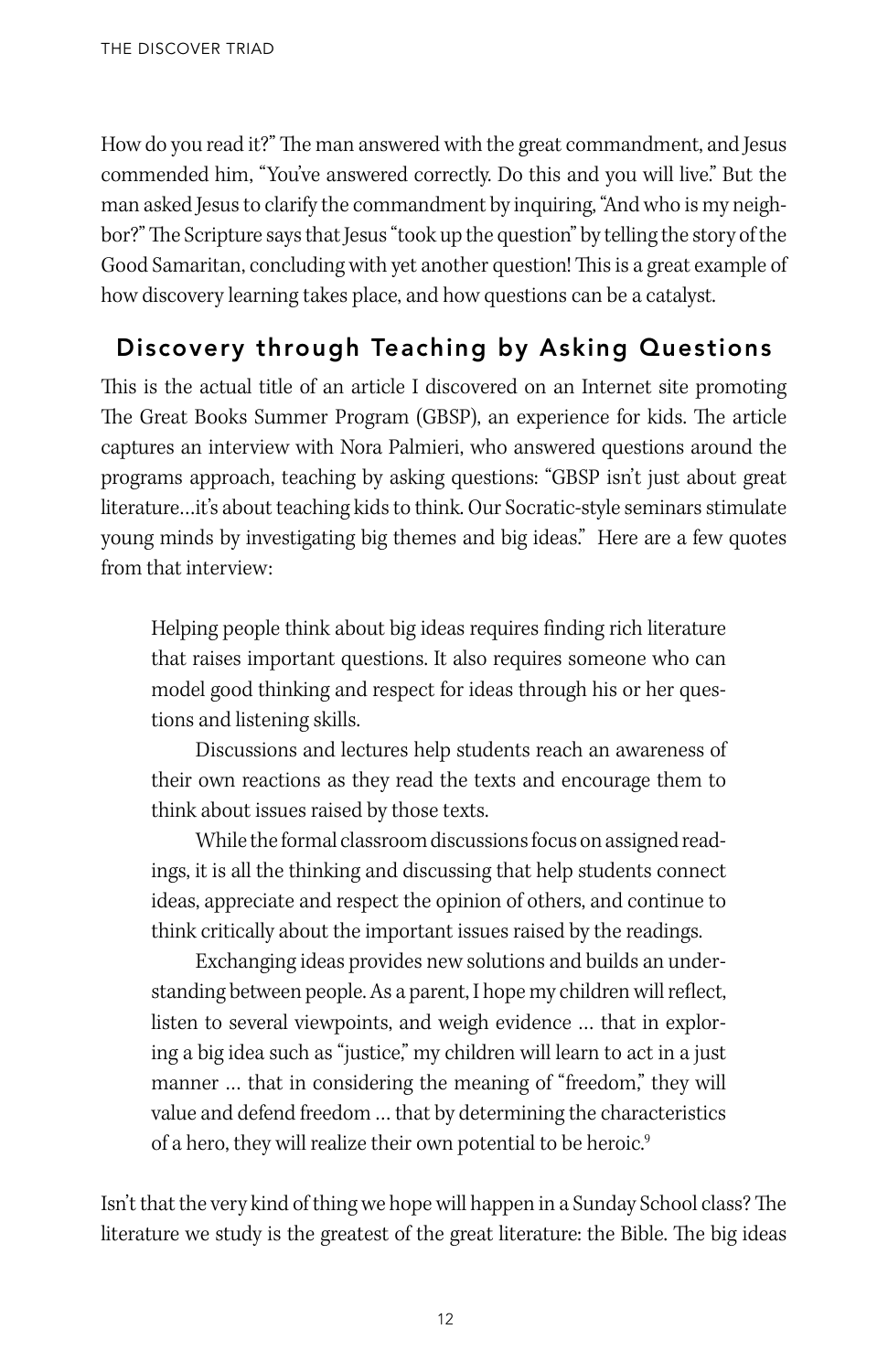How do you read it?" The man answered with the great commandment, and Jesus commended him, "You've answered correctly. Do this and you will live." But the man asked Jesus to clarify the commandment by inquiring, "And who is my neighbor?" The Scripture says that Jesus "took up the question" by telling the story of the Good Samaritan, concluding with yet another question! This is a great example of how discovery learning takes place, and how questions can be a catalyst.

## Discovery through Teaching by Asking Questions

This is the actual title of an article I discovered on an Internet site promoting The Great Books Summer Program (GBSP), an experience for kids. The article captures an interview with Nora Palmieri, who answered questions around the programs approach, teaching by asking questions: "GBSP isn't just about great literature…it's about teaching kids to think. Our Socratic-style seminars stimulate young minds by investigating big themes and big ideas." Here are a few quotes from that interview:

> Helping people think about big ideas requires finding rich literature that raises important questions. It also requires someone who can model good thinking and respect for ideas through his or her questions and listening skills.
>
> Discussions and lectures help students reach an awareness of their own reactions as they read the texts and encourage them to think about issues raised by those texts.
>
> While the formal classroom discussions focus on assigned readings, it is all the thinking and discussing that help students connect ideas, appreciate and respect the opinion of others, and continue to think critically about the important issues raised by the readings.
>
> Exchanging ideas provides new solutions and builds an understanding between people. As a parent, I hope my children will reflect, listen to several viewpoints, and weigh evidence … that in exploring a big idea such as "justice," my children will learn to act in a just manner … that in considering the meaning of "freedom," they will value and defend freedom … that by determining the characteristics of a hero, they will realize their own potential to be heroic.[9]

Isn't that the very kind of thing we hope will happen in a Sunday School class? The literature we study is the greatest of the great literature: the Bible. The big ideas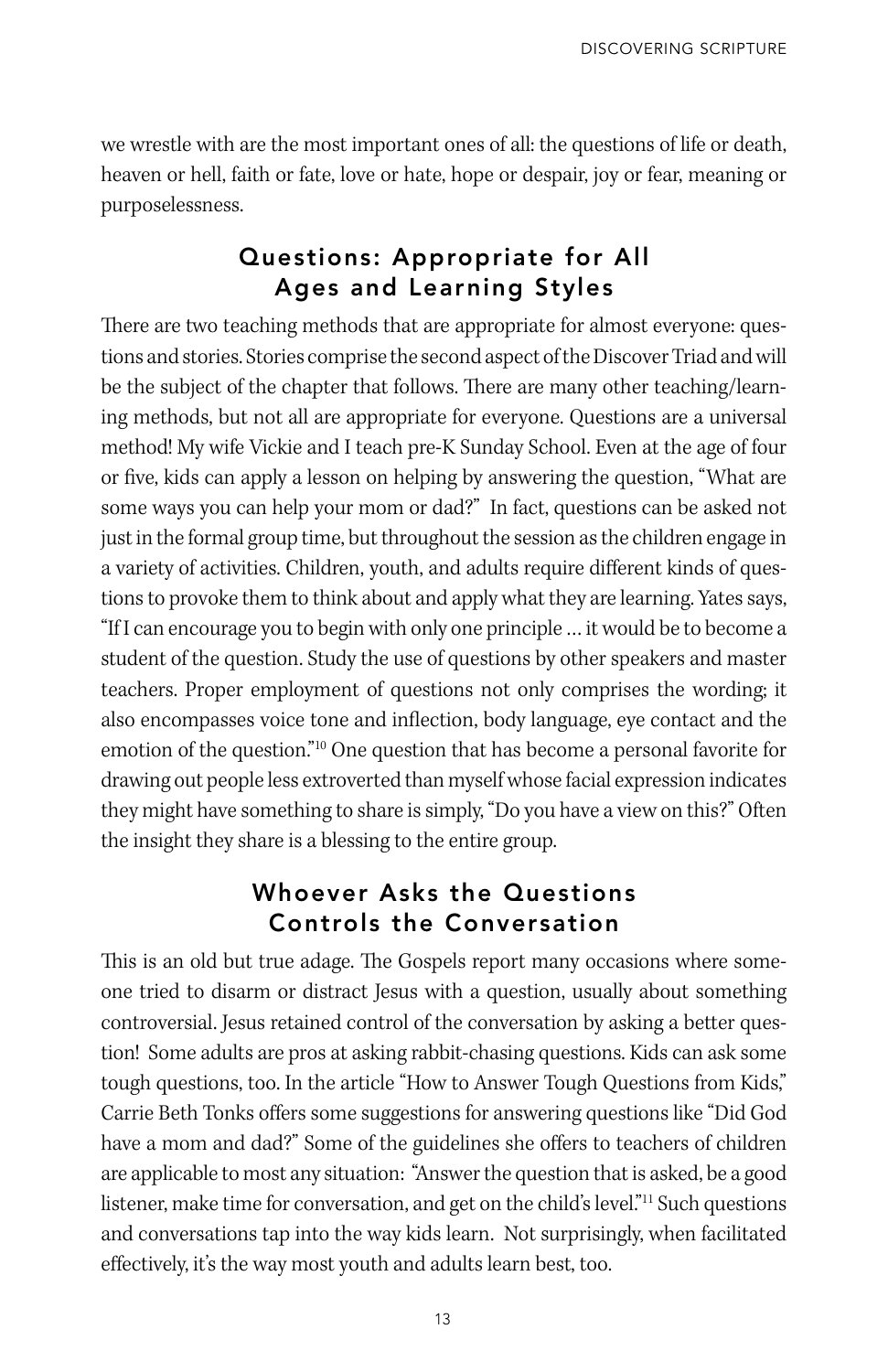we wrestle with are the most important ones of all: the questions of life or death, heaven or hell, faith or fate, love or hate, hope or despair, joy or fear, meaning or purposelessness.

## Questions: Appropriate for All Ages and Learning Styles

There are two teaching methods that are appropriate for almost everyone: questions and stories. Stories comprise the second aspect of the Discover Triad and will be the subject of the chapter that follows. There are many other teaching/learning methods, but not all are appropriate for everyone. Questions are a universal method! My wife Vickie and I teach pre-K Sunday School. Even at the age of four or five, kids can apply a lesson on helping by answering the question, "What are some ways you can help your mom or dad?" In fact, questions can be asked not just in the formal group time, but throughout the session as the children engage in a variety of activities. Children, youth, and adults require different kinds of questions to provoke them to think about and apply what they are learning. Yates says, "If I can encourage you to begin with only one principle … it would be to become a student of the question. Study the use of questions by other speakers and master teachers. Proper employment of questions not only comprises the wording; it also encompasses voice tone and inflection, body language, eye contact and the emotion of the question."[10] One question that has become a personal favorite for drawing out people less extroverted than myself whose facial expression indicates they might have something to share is simply, "Do you have a view on this?" Often the insight they share is a blessing to the entire group.

## Whoever Asks the Questions Controls the Conversation

This is an old but true adage. The Gospels report many occasions where someone tried to disarm or distract Jesus with a question, usually about something controversial. Jesus retained control of the conversation by asking a better question! Some adults are pros at asking rabbit-chasing questions. Kids can ask some tough questions, too. In the article "How to Answer Tough Questions from Kids," Carrie Beth Tonks offers some suggestions for answering questions like "Did God have a mom and dad?" Some of the guidelines she offers to teachers of children are applicable to most any situation: "Answer the question that is asked, be a good listener, make time for conversation, and get on the child's level."[11] Such questions and conversations tap into the way kids learn. Not surprisingly, when facilitated effectively, it's the way most youth and adults learn best, too.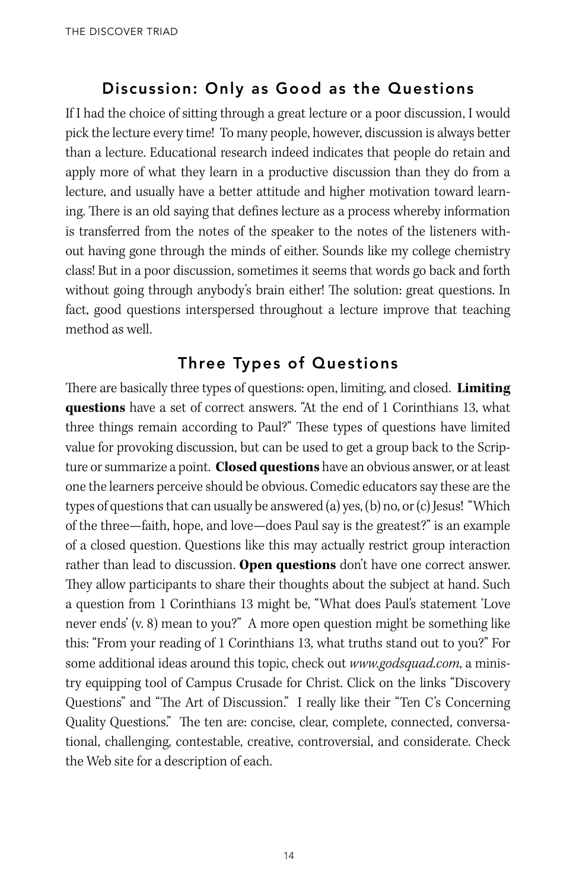## Discussion: Only as Good as the Questions

If I had the choice of sitting through a great lecture or a poor discussion, I would pick the lecture every time! To many people, however, discussion is always better than a lecture. Educational research indeed indicates that people do retain and apply more of what they learn in a productive discussion than they do from a lecture, and usually have a better attitude and higher motivation toward learning. There is an old saying that defines lecture as a process whereby information is transferred from the notes of the speaker to the notes of the listeners without having gone through the minds of either. Sounds like my college chemistry class! But in a poor discussion, sometimes it seems that words go back and forth without going through anybody's brain either! The solution: great questions. In fact, good questions interspersed throughout a lecture improve that teaching method as well.

## Three Types of Questions

There are basically three types of questions: open, limiting, and closed. **Limiting questions** have a set of correct answers. "At the end of 1 Corinthians 13, what three things remain according to Paul?" These types of questions have limited value for provoking discussion, but can be used to get a group back to the Scripture or summarize a point. **Closed questions** have an obvious answer, or at least one the learners perceive should be obvious. Comedic educators say these are the types of questions that can usually be answered (a) yes, (b) no, or (c) Jesus! "Which of the three—faith, hope, and love—does Paul say is the greatest?" is an example of a closed question. Questions like this may actually restrict group interaction rather than lead to discussion. **Open questions** don't have one correct answer. They allow participants to share their thoughts about the subject at hand. Such a question from 1 Corinthians 13 might be, "What does Paul's statement 'Love never ends' (v. 8) mean to you?" A more open question might be something like this: "From your reading of 1 Corinthians 13, what truths stand out to you?" For some additional ideas around this topic, check out *www.godsquad.com*, a ministry equipping tool of Campus Crusade for Christ. Click on the links "Discovery Questions" and "The Art of Discussion." I really like their "Ten C's Concerning Quality Questions." The ten are: concise, clear, complete, connected, conversational, challenging, contestable, creative, controversial, and considerate. Check the Web site for a description of each.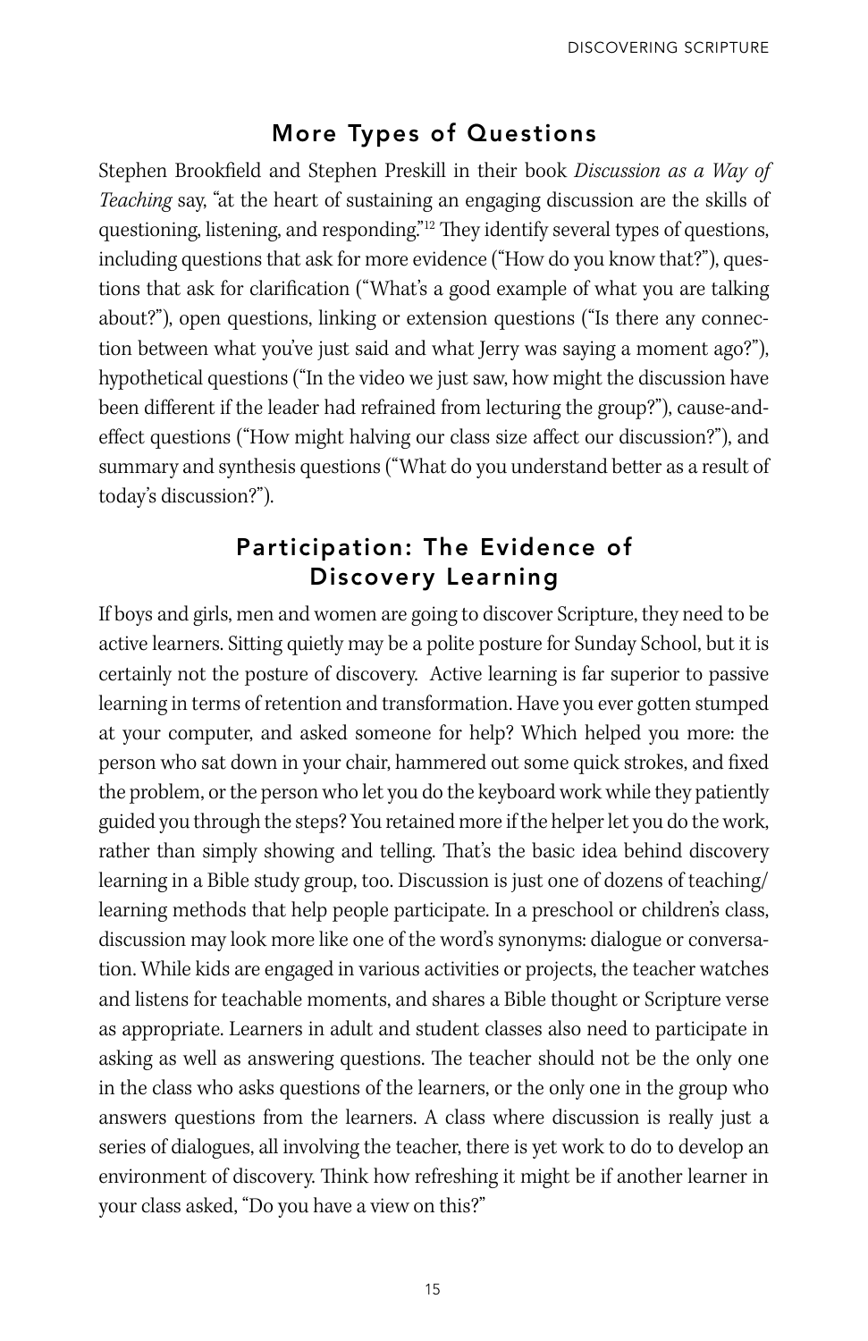## More Types of Questions

Stephen Brookfield and Stephen Preskill in their book *Discussion as a Way of Teaching* say, "at the heart of sustaining an engaging discussion are the skills of questioning, listening, and responding."[12] They identify several types of questions, including questions that ask for more evidence ("How do you know that?"), questions that ask for clarification ("What's a good example of what you are talking about?"), open questions, linking or extension questions ("Is there any connection between what you've just said and what Jerry was saying a moment ago?"), hypothetical questions ("In the video we just saw, how might the discussion have been different if the leader had refrained from lecturing the group?"), cause-and-effect questions ("How might halving our class size affect our discussion?"), and summary and synthesis questions ("What do you understand better as a result of today's discussion?").

## Participation: The Evidence of Discovery Learning

If boys and girls, men and women are going to discover Scripture, they need to be active learners. Sitting quietly may be a polite posture for Sunday School, but it is certainly not the posture of discovery. Active learning is far superior to passive learning in terms of retention and transformation. Have you ever gotten stumped at your computer, and asked someone for help? Which helped you more: the person who sat down in your chair, hammered out some quick strokes, and fixed the problem, or the person who let you do the keyboard work while they patiently guided you through the steps? You retained more if the helper let you do the work, rather than simply showing and telling. That's the basic idea behind discovery learning in a Bible study group, too. Discussion is just one of dozens of teaching/learning methods that help people participate. In a preschool or children's class, discussion may look more like one of the word's synonyms: dialogue or conversation. While kids are engaged in various activities or projects, the teacher watches and listens for teachable moments, and shares a Bible thought or Scripture verse as appropriate. Learners in adult and student classes also need to participate in asking as well as answering questions. The teacher should not be the only one in the class who asks questions of the learners, or the only one in the group who answers questions from the learners. A class where discussion is really just a series of dialogues, all involving the teacher, there is yet work to do to develop an environment of discovery. Think how refreshing it might be if another learner in your class asked, "Do you have a view on this?"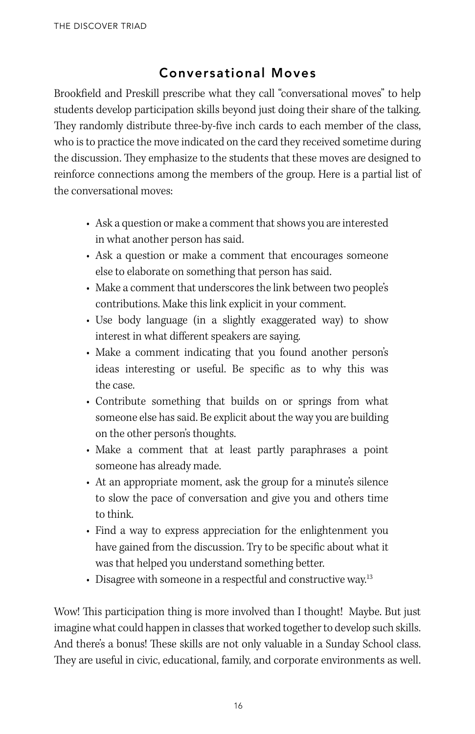## Conversational Moves

Brookfield and Preskill prescribe what they call "conversational moves" to help students develop participation skills beyond just doing their share of the talking. They randomly distribute three-by-five inch cards to each member of the class, who is to practice the move indicated on the card they received sometime during the discussion. They emphasize to the students that these moves are designed to reinforce connections among the members of the group. Here is a partial list of the conversational moves:

- Ask a question or make a comment that shows you are interested in what another person has said.
- Ask a question or make a comment that encourages someone else to elaborate on something that person has said.
- Make a comment that underscores the link between two people's contributions. Make this link explicit in your comment.
- Use body language (in a slightly exaggerated way) to show interest in what different speakers are saying.
- Make a comment indicating that you found another person's ideas interesting or useful. Be specific as to why this was the case.
- Contribute something that builds on or springs from what someone else has said. Be explicit about the way you are building on the other person's thoughts.
- Make a comment that at least partly paraphrases a point someone has already made.
- At an appropriate moment, ask the group for a minute's silence to slow the pace of conversation and give you and others time to think.
- Find a way to express appreciation for the enlightenment you have gained from the discussion. Try to be specific about what it was that helped you understand something better.
- Disagree with someone in a respectful and constructive way.[13]

Wow! This participation thing is more involved than I thought! Maybe. But just imagine what could happen in classes that worked together to develop such skills. And there's a bonus! These skills are not only valuable in a Sunday School class. They are useful in civic, educational, family, and corporate environments as well.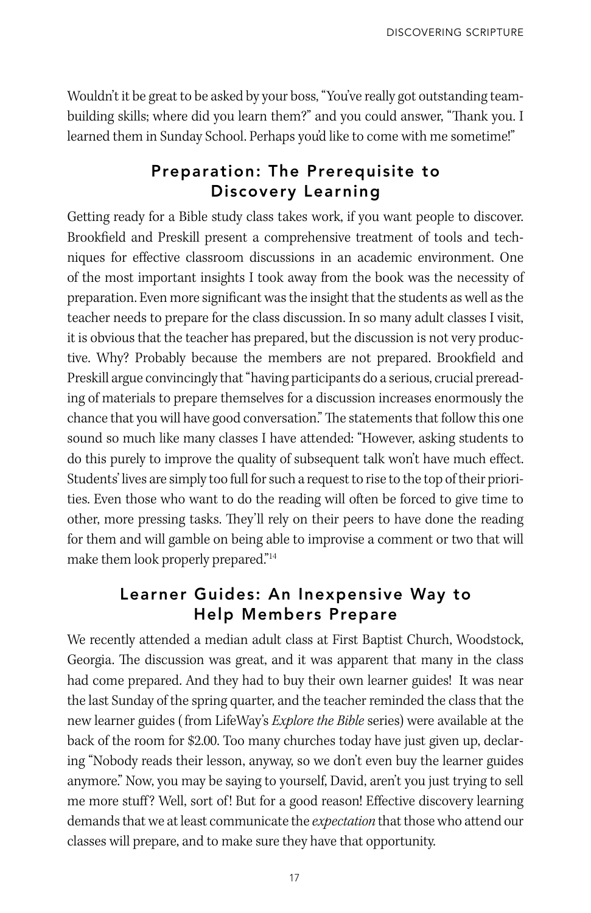Wouldn't it be great to be asked by your boss, "You've really got outstanding team-building skills; where did you learn them?" and you could answer, "Thank you. I learned them in Sunday School. Perhaps you'd like to come with me sometime!"

## Preparation: The Prerequisite to Discovery Learning

Getting ready for a Bible study class takes work, if you want people to discover. Brookfield and Preskill present a comprehensive treatment of tools and techniques for effective classroom discussions in an academic environment. One of the most important insights I took away from the book was the necessity of preparation. Even more significant was the insight that the students as well as the teacher needs to prepare for the class discussion. In so many adult classes I visit, it is obvious that the teacher has prepared, but the discussion is not very productive. Why? Probably because the members are not prepared. Brookfield and Preskill argue convincingly that "having participants do a serious, crucial prereading of materials to prepare themselves for a discussion increases enormously the chance that you will have good conversation." The statements that follow this one sound so much like many classes I have attended: "However, asking students to do this purely to improve the quality of subsequent talk won't have much effect. Students' lives are simply too full for such a request to rise to the top of their priorities. Even those who want to do the reading will often be forced to give time to other, more pressing tasks. They'll rely on their peers to have done the reading for them and will gamble on being able to improvise a comment or two that will make them look properly prepared."[14]

## Learner Guides: An Inexpensive Way to Help Members Prepare

We recently attended a median adult class at First Baptist Church, Woodstock, Georgia. The discussion was great, and it was apparent that many in the class had come prepared. And they had to buy their own learner guides! It was near the last Sunday of the spring quarter, and the teacher reminded the class that the new learner guides (from LifeWay's *Explore the Bible* series) were available at the back of the room for $2.00. Too many churches today have just given up, declaring "Nobody reads their lesson, anyway, so we don't even buy the learner guides anymore." Now, you may be saying to yourself, David, aren't you just trying to sell me more stuff? Well, sort of! But for a good reason! Effective discovery learning demands that we at least communicate the *expectation* that those who attend our classes will prepare, and to make sure they have that opportunity.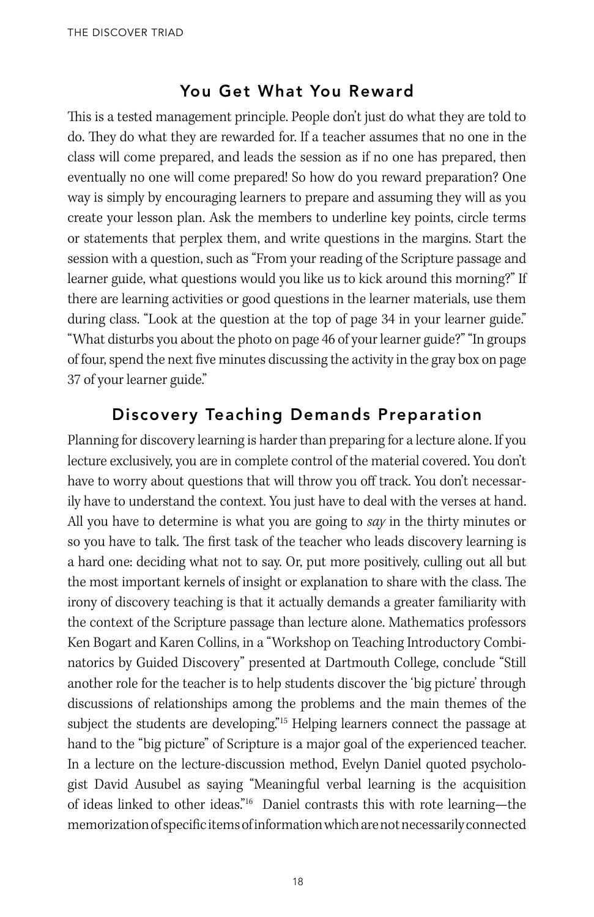## You Get What You Reward

This is a tested management principle. People don't just do what they are told to do. They do what they are rewarded for. If a teacher assumes that no one in the class will come prepared, and leads the session as if no one has prepared, then eventually no one will come prepared! So how do you reward preparation? One way is simply by encouraging learners to prepare and assuming they will as you create your lesson plan. Ask the members to underline key points, circle terms or statements that perplex them, and write questions in the margins. Start the session with a question, such as "From your reading of the Scripture passage and learner guide, what questions would you like us to kick around this morning?" If there are learning activities or good questions in the learner materials, use them during class. "Look at the question at the top of page 34 in your learner guide." "What disturbs you about the photo on page 46 of your learner guide?" "In groups of four, spend the next five minutes discussing the activity in the gray box on page 37 of your learner guide."

## Discovery Teaching Demands Preparation

Planning for discovery learning is harder than preparing for a lecture alone. If you lecture exclusively, you are in complete control of the material covered. You don't have to worry about questions that will throw you off track. You don't necessarily have to understand the context. You just have to deal with the verses at hand. All you have to determine is what you are going to *say* in the thirty minutes or so you have to talk. The first task of the teacher who leads discovery learning is a hard one: deciding what not to say. Or, put more positively, culling out all but the most important kernels of insight or explanation to share with the class. The irony of discovery teaching is that it actually demands a greater familiarity with the context of the Scripture passage than lecture alone. Mathematics professors Ken Bogart and Karen Collins, in a "Workshop on Teaching Introductory Combinatorics by Guided Discovery" presented at Dartmouth College, conclude "Still another role for the teacher is to help students discover the 'big picture' through discussions of relationships among the problems and the main themes of the subject the students are developing."[15] Helping learners connect the passage at hand to the "big picture" of Scripture is a major goal of the experienced teacher. In a lecture on the lecture-discussion method, Evelyn Daniel quoted psychologist David Ausubel as saying "Meaningful verbal learning is the acquisition of ideas linked to other ideas."[16] Daniel contrasts this with rote learning—the memorization of specific items of information which are not necessarily connected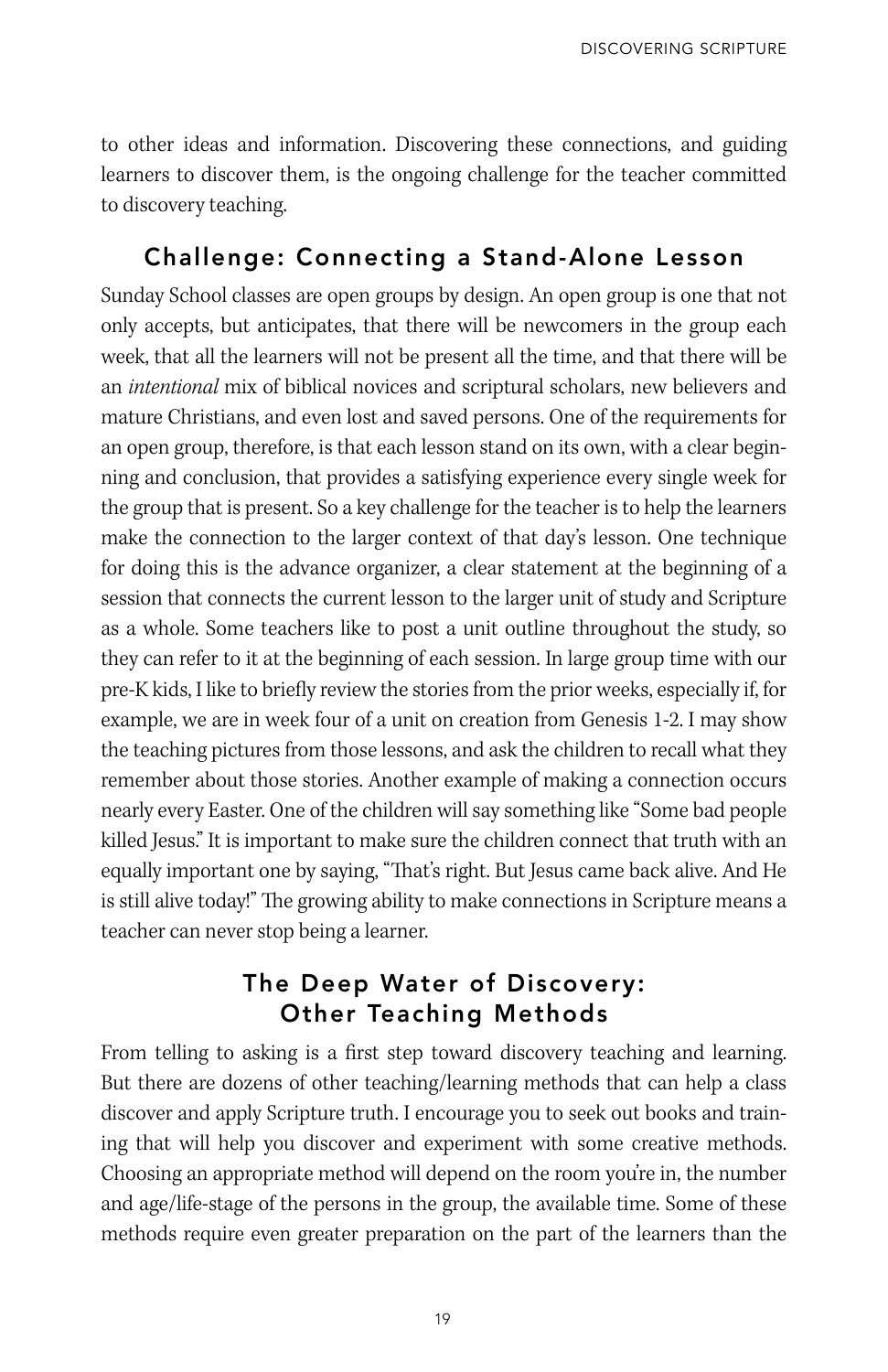to other ideas and information. Discovering these connections, and guiding learners to discover them, is the ongoing challenge for the teacher committed to discovery teaching.

## Challenge: Connecting a Stand-Alone Lesson

Sunday School classes are open groups by design. An open group is one that not only accepts, but anticipates, that there will be newcomers in the group each week, that all the learners will not be present all the time, and that there will be an *intentional* mix of biblical novices and scriptural scholars, new believers and mature Christians, and even lost and saved persons. One of the requirements for an open group, therefore, is that each lesson stand on its own, with a clear beginning and conclusion, that provides a satisfying experience every single week for the group that is present. So a key challenge for the teacher is to help the learners make the connection to the larger context of that day's lesson. One technique for doing this is the advance organizer, a clear statement at the beginning of a session that connects the current lesson to the larger unit of study and Scripture as a whole. Some teachers like to post a unit outline throughout the study, so they can refer to it at the beginning of each session. In large group time with our pre-K kids, I like to briefly review the stories from the prior weeks, especially if, for example, we are in week four of a unit on creation from Genesis 1-2. I may show the teaching pictures from those lessons, and ask the children to recall what they remember about those stories. Another example of making a connection occurs nearly every Easter. One of the children will say something like "Some bad people killed Jesus." It is important to make sure the children connect that truth with an equally important one by saying, "That's right. But Jesus came back alive. And He is still alive today!" The growing ability to make connections in Scripture means a teacher can never stop being a learner.

## The Deep Water of Discovery: Other Teaching Methods

From telling to asking is a first step toward discovery teaching and learning. But there are dozens of other teaching/learning methods that can help a class discover and apply Scripture truth. I encourage you to seek out books and training that will help you discover and experiment with some creative methods. Choosing an appropriate method will depend on the room you're in, the number and age/life-stage of the persons in the group, the available time. Some of these methods require even greater preparation on the part of the learners than the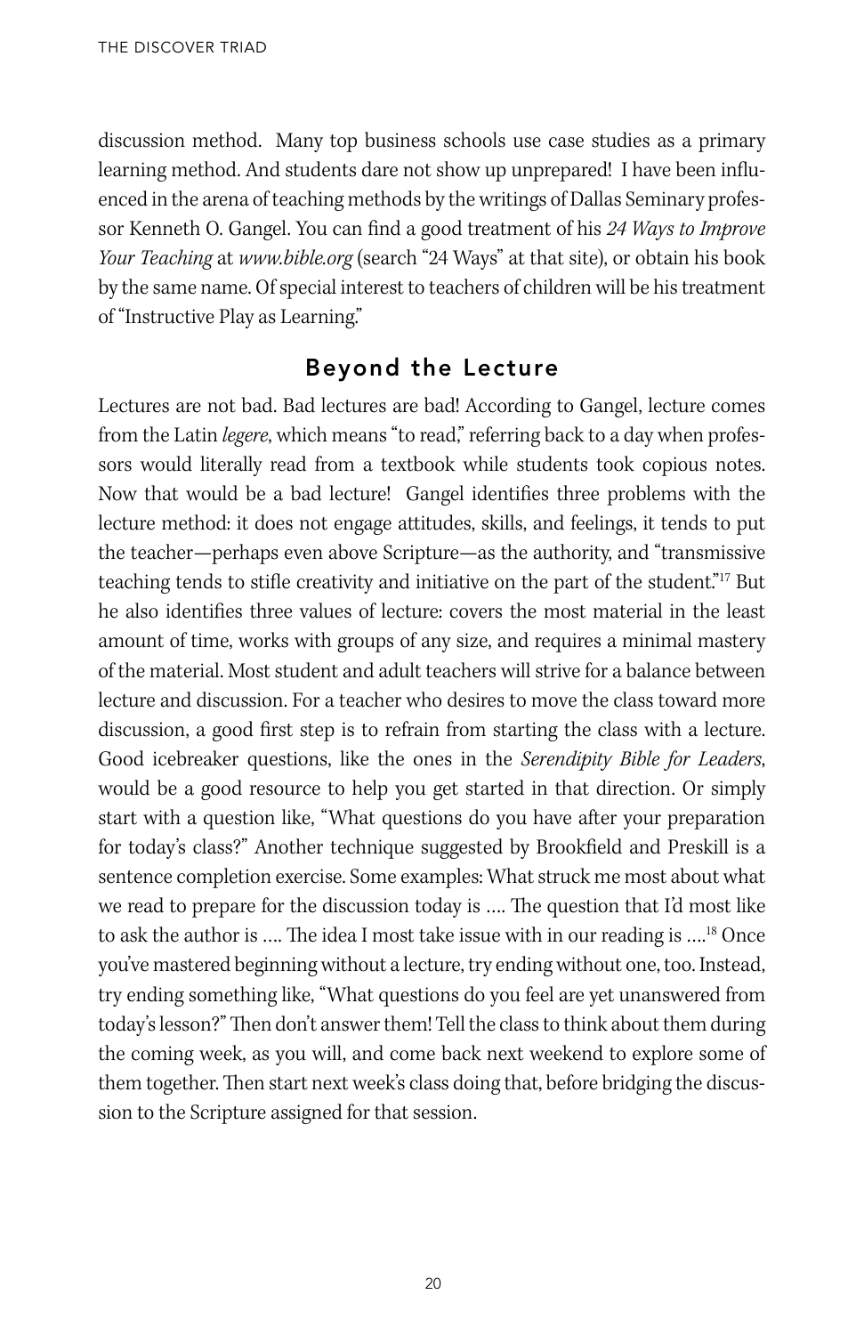discussion method. Many top business schools use case studies as a primary learning method. And students dare not show up unprepared! I have been influenced in the arena of teaching methods by the writings of Dallas Seminary professor Kenneth O. Gangel. You can find a good treatment of his *24 Ways to Improve Your Teaching* at *www.bible.org* (search "24 Ways" at that site), or obtain his book by the same name. Of special interest to teachers of children will be his treatment of "Instructive Play as Learning."

## Beyond the Lecture

Lectures are not bad. Bad lectures are bad! According to Gangel, lecture comes from the Latin *legere*, which means "to read," referring back to a day when professors would literally read from a textbook while students took copious notes. Now that would be a bad lecture! Gangel identifies three problems with the lecture method: it does not engage attitudes, skills, and feelings, it tends to put the teacher—perhaps even above Scripture—as the authority, and "transmissive teaching tends to stifle creativity and initiative on the part of the student."[17] But he also identifies three values of lecture: covers the most material in the least amount of time, works with groups of any size, and requires a minimal mastery of the material. Most student and adult teachers will strive for a balance between lecture and discussion. For a teacher who desires to move the class toward more discussion, a good first step is to refrain from starting the class with a lecture. Good icebreaker questions, like the ones in the *Serendipity Bible for Leaders*, would be a good resource to help you get started in that direction. Or simply start with a question like, "What questions do you have after your preparation for today's class?" Another technique suggested by Brookfield and Preskill is a sentence completion exercise. Some examples: What struck me most about what we read to prepare for the discussion today is .... The question that I'd most like to ask the author is .... The idea I most take issue with in our reading is ....[18] Once you've mastered beginning without a lecture, try ending without one, too. Instead, try ending something like, "What questions do you feel are yet unanswered from today's lesson?" Then don't answer them! Tell the class to think about them during the coming week, as you will, and come back next weekend to explore some of them together. Then start next week's class doing that, before bridging the discussion to the Scripture assigned for that session.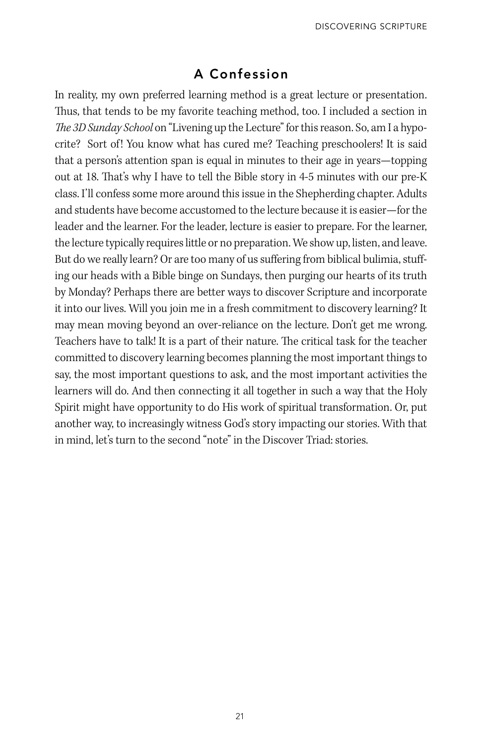## A Confession

In reality, my own preferred learning method is a great lecture or presentation. Thus, that tends to be my favorite teaching method, too. I included a section in *The 3D Sunday School* on "Livening up the Lecture" for this reason. So, am I a hypocrite? Sort of! You know what has cured me? Teaching preschoolers! It is said that a person's attention span is equal in minutes to their age in years—topping out at 18. That's why I have to tell the Bible story in 4-5 minutes with our pre-K class. I'll confess some more around this issue in the Shepherding chapter. Adults and students have become accustomed to the lecture because it is easier—for the leader and the learner. For the leader, lecture is easier to prepare. For the learner, the lecture typically requires little or no preparation. We show up, listen, and leave. But do we really learn? Or are too many of us suffering from biblical bulimia, stuffing our heads with a Bible binge on Sundays, then purging our hearts of its truth by Monday? Perhaps there are better ways to discover Scripture and incorporate it into our lives. Will you join me in a fresh commitment to discovery learning? It may mean moving beyond an over-reliance on the lecture. Don't get me wrong. Teachers have to talk! It is a part of their nature. The critical task for the teacher committed to discovery learning becomes planning the most important things to say, the most important questions to ask, and the most important activities the learners will do. And then connecting it all together in such a way that the Holy Spirit might have opportunity to do His work of spiritual transformation. Or, put another way, to increasingly witness God's story impacting our stories. With that in mind, let's turn to the second "note" in the Discover Triad: stories.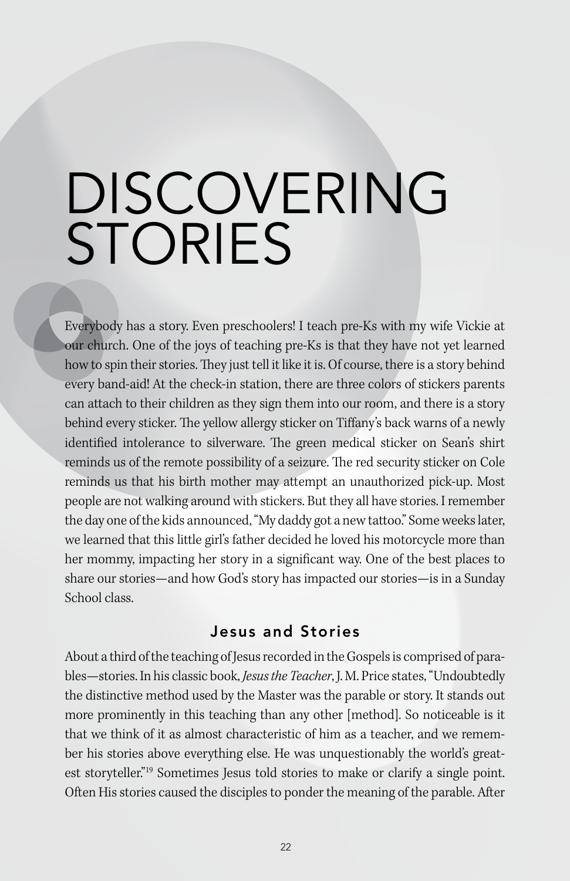# DISCOVERING STORIES

Everybody has a story. Even preschoolers! I teach pre-Ks with my wife Vickie at our church. One of the joys of teaching pre-Ks is that they have not yet learned how to spin their stories. They just tell it like it is. Of course, there is a story behind every band-aid! At the check-in station, there are three colors of stickers parents can attach to their children as they sign them into our room, and there is a story behind every sticker. The yellow allergy sticker on Tiffany's back warns of a newly identified intolerance to silverware. The green medical sticker on Sean's shirt reminds us of the remote possibility of a seizure. The red security sticker on Cole reminds us that his birth mother may attempt an unauthorized pick-up. Most people are not walking around with stickers. But they all have stories. I remember the day one of the kids announced, "My daddy got a new tattoo." Some weeks later, we learned that this little girl's father decided he loved his motorcycle more than her mommy, impacting her story in a significant way. One of the best places to share our stories—and how God's story has impacted our stories—is in a Sunday School class.

## Jesus and Stories

About a third of the teaching of Jesus recorded in the Gospels is comprised of parables—stories. In his classic book, *Jesus the Teacher*, J. M. Price states, "Undoubtedly the distinctive method used by the Master was the parable or story. It stands out more prominently in this teaching than any other [method]. So noticeable is it that we think of it as almost characteristic of him as a teacher, and we remember his stories above everything else. He was unquestionably the world's greatest storyteller."[19] Sometimes Jesus told stories to make or clarify a single point. Often His stories caused the disciples to ponder the meaning of the parable. After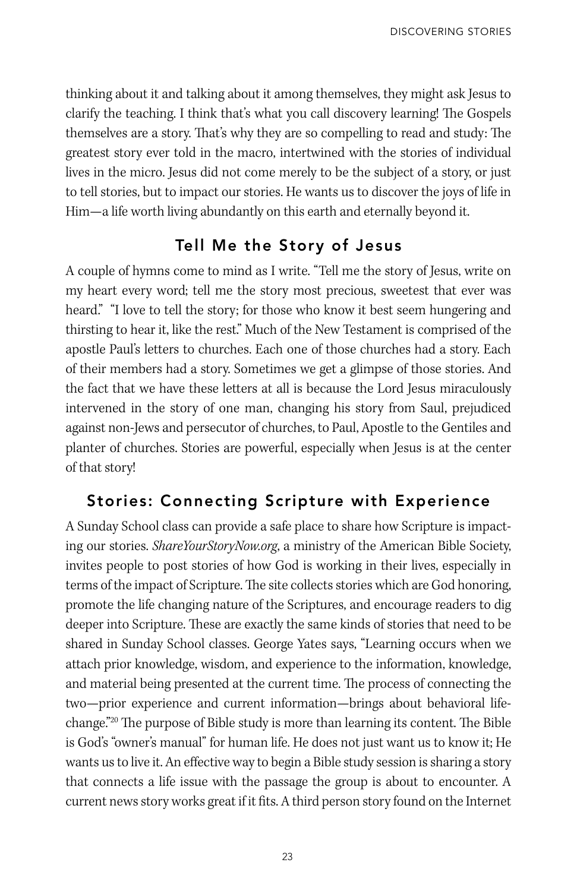thinking about it and talking about it among themselves, they might ask Jesus to clarify the teaching. I think that's what you call discovery learning! The Gospels themselves are a story. That's why they are so compelling to read and study: The greatest story ever told in the macro, intertwined with the stories of individual lives in the micro. Jesus did not come merely to be the subject of a story, or just to tell stories, but to impact our stories. He wants us to discover the joys of life in Him—a life worth living abundantly on this earth and eternally beyond it.

## Tell Me the Story of Jesus

A couple of hymns come to mind as I write. "Tell me the story of Jesus, write on my heart every word; tell me the story most precious, sweetest that ever was heard." "I love to tell the story; for those who know it best seem hungering and thirsting to hear it, like the rest." Much of the New Testament is comprised of the apostle Paul's letters to churches. Each one of those churches had a story. Each of their members had a story. Sometimes we get a glimpse of those stories. And the fact that we have these letters at all is because the Lord Jesus miraculously intervened in the story of one man, changing his story from Saul, prejudiced against non-Jews and persecutor of churches, to Paul, Apostle to the Gentiles and planter of churches. Stories are powerful, especially when Jesus is at the center of that story!

## Stories: Connecting Scripture with Experience

A Sunday School class can provide a safe place to share how Scripture is impacting our stories. *ShareYourStoryNow.org*, a ministry of the American Bible Society, invites people to post stories of how God is working in their lives, especially in terms of the impact of Scripture. The site collects stories which are God honoring, promote the life changing nature of the Scriptures, and encourage readers to dig deeper into Scripture. These are exactly the same kinds of stories that need to be shared in Sunday School classes. George Yates says, "Learning occurs when we attach prior knowledge, wisdom, and experience to the information, knowledge, and material being presented at the current time. The process of connecting the two—prior experience and current information—brings about behavioral life-change."[20] The purpose of Bible study is more than learning its content. The Bible is God's "owner's manual" for human life. He does not just want us to know it; He wants us to live it. An effective way to begin a Bible study session is sharing a story that connects a life issue with the passage the group is about to encounter. A current news story works great if it fits. A third person story found on the Internet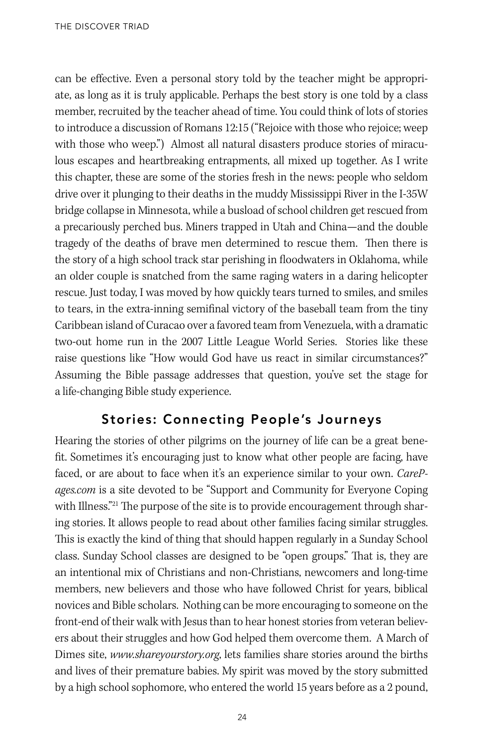can be effective. Even a personal story told by the teacher might be appropriate, as long as it is truly applicable. Perhaps the best story is one told by a class member, recruited by the teacher ahead of time. You could think of lots of stories to introduce a discussion of Romans 12:15 ("Rejoice with those who rejoice; weep with those who weep.") Almost all natural disasters produce stories of miraculous escapes and heartbreaking entrapments, all mixed up together. As I write this chapter, these are some of the stories fresh in the news: people who seldom drive over it plunging to their deaths in the muddy Mississippi River in the I-35W bridge collapse in Minnesota, while a busload of school children get rescued from a precariously perched bus. Miners trapped in Utah and China—and the double tragedy of the deaths of brave men determined to rescue them. Then there is the story of a high school track star perishing in floodwaters in Oklahoma, while an older couple is snatched from the same raging waters in a daring helicopter rescue. Just today, I was moved by how quickly tears turned to smiles, and smiles to tears, in the extra-inning semifinal victory of the baseball team from the tiny Caribbean island of Curacao over a favored team from Venezuela, with a dramatic two-out home run in the 2007 Little League World Series. Stories like these raise questions like "How would God have us react in similar circumstances?" Assuming the Bible passage addresses that question, you've set the stage for a life-changing Bible study experience.

## Stories: Connecting People's Journeys

Hearing the stories of other pilgrims on the journey of life can be a great benefit. Sometimes it's encouraging just to know what other people are facing, have faced, or are about to face when it's an experience similar to your own. *CarePages.com* is a site devoted to be "Support and Community for Everyone Coping with Illness."[21] The purpose of the site is to provide encouragement through sharing stories. It allows people to read about other families facing similar struggles. This is exactly the kind of thing that should happen regularly in a Sunday School class. Sunday School classes are designed to be "open groups." That is, they are an intentional mix of Christians and non-Christians, newcomers and long-time members, new believers and those who have followed Christ for years, biblical novices and Bible scholars. Nothing can be more encouraging to someone on the front-end of their walk with Jesus than to hear honest stories from veteran believers about their struggles and how God helped them overcome them. A March of Dimes site, *www.shareyourstory.org*, lets families share stories around the births and lives of their premature babies. My spirit was moved by the story submitted by a high school sophomore, who entered the world 15 years before as a 2 pound,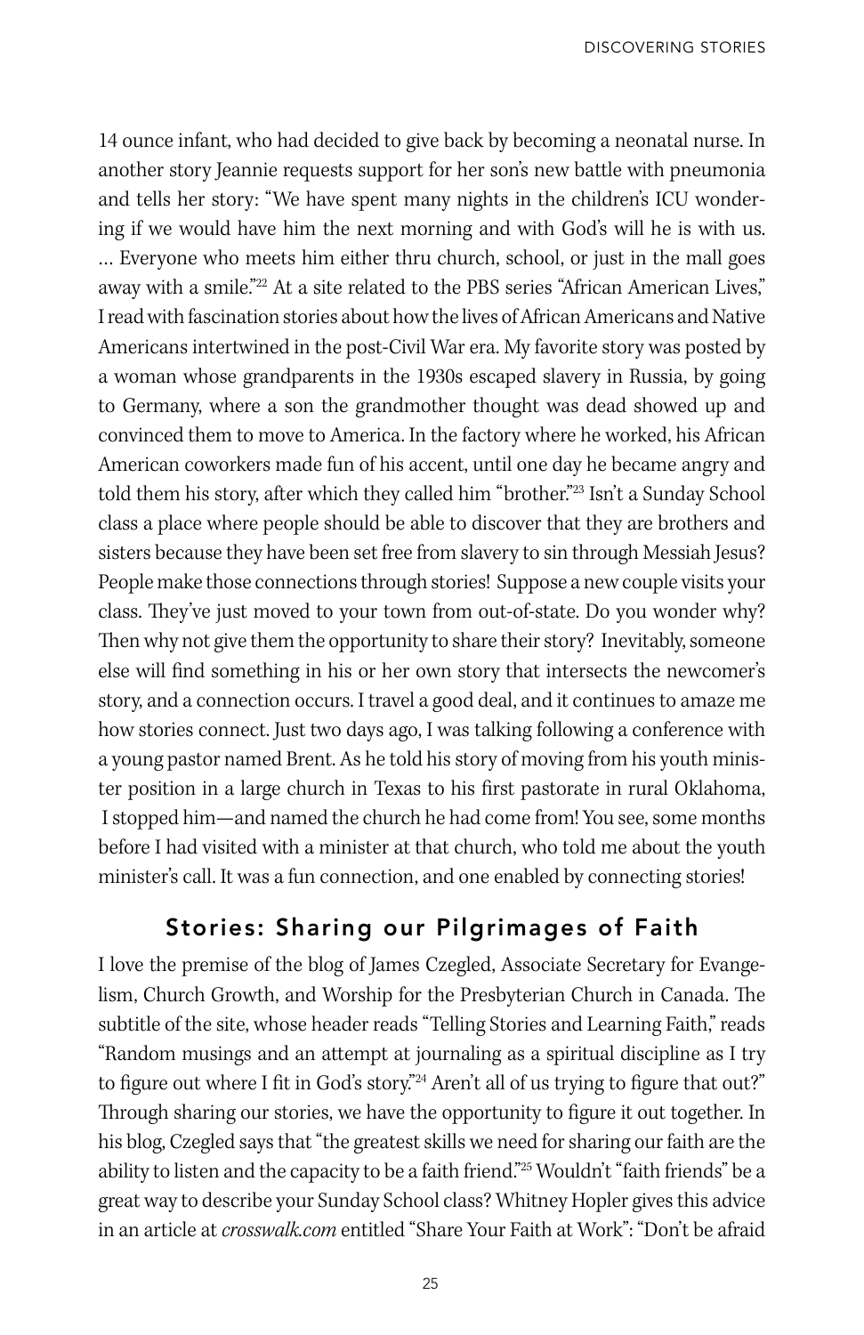14 ounce infant, who had decided to give back by becoming a neonatal nurse. In another story Jeannie requests support for her son's new battle with pneumonia and tells her story: "We have spent many nights in the children's ICU wondering if we would have him the next morning and with God's will he is with us. … Everyone who meets him either thru church, school, or just in the mall goes away with a smile."[22] At a site related to the PBS series "African American Lives," I read with fascination stories about how the lives of African Americans and Native Americans intertwined in the post-Civil War era. My favorite story was posted by a woman whose grandparents in the 1930s escaped slavery in Russia, by going to Germany, where a son the grandmother thought was dead showed up and convinced them to move to America. In the factory where he worked, his African American coworkers made fun of his accent, until one day he became angry and told them his story, after which they called him "brother."[23] Isn't a Sunday School class a place where people should be able to discover that they are brothers and sisters because they have been set free from slavery to sin through Messiah Jesus? People make those connections through stories! Suppose a new couple visits your class. They've just moved to your town from out-of-state. Do you wonder why? Then why not give them the opportunity to share their story? Inevitably, someone else will find something in his or her own story that intersects the newcomer's story, and a connection occurs. I travel a good deal, and it continues to amaze me how stories connect. Just two days ago, I was talking following a conference with a young pastor named Brent. As he told his story of moving from his youth minister position in a large church in Texas to his first pastorate in rural Oklahoma, I stopped him—and named the church he had come from! You see, some months before I had visited with a minister at that church, who told me about the youth minister's call. It was a fun connection, and one enabled by connecting stories!

## Stories: Sharing our Pilgrimages of Faith

I love the premise of the blog of James Czegled, Associate Secretary for Evangelism, Church Growth, and Worship for the Presbyterian Church in Canada. The subtitle of the site, whose header reads "Telling Stories and Learning Faith," reads "Random musings and an attempt at journaling as a spiritual discipline as I try to figure out where I fit in God's story."[24] Aren't all of us trying to figure that out?" Through sharing our stories, we have the opportunity to figure it out together. In his blog, Czegled says that "the greatest skills we need for sharing our faith are the ability to listen and the capacity to be a faith friend."[25] Wouldn't "faith friends" be a great way to describe your Sunday School class? Whitney Hopler gives this advice in an article at *crosswalk.com* entitled "Share Your Faith at Work": "Don't be afraid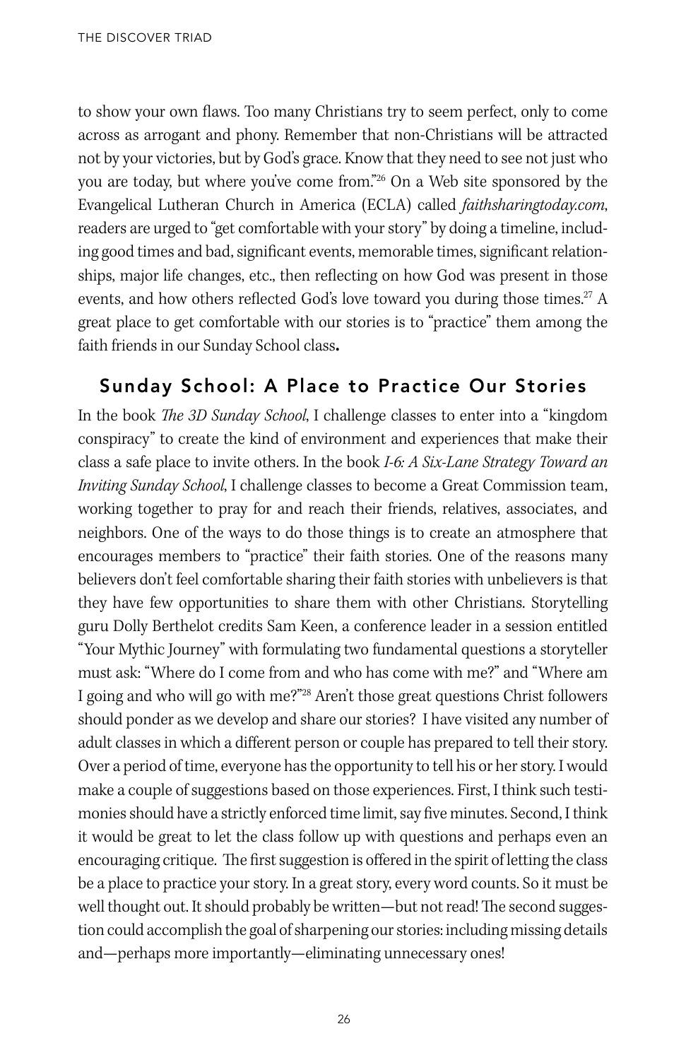to show your own flaws. Too many Christians try to seem perfect, only to come across as arrogant and phony. Remember that non-Christians will be attracted not by your victories, but by God's grace. Know that they need to see not just who you are today, but where you've come from."[26] On a Web site sponsored by the Evangelical Lutheran Church in America (ECLA) called *faithsharingtoday.com*, readers are urged to "get comfortable with your story" by doing a timeline, including good times and bad, significant events, memorable times, significant relationships, major life changes, etc., then reflecting on how God was present in those events, and how others reflected God's love toward you during those times.[27] A great place to get comfortable with our stories is to "practice" them among the faith friends in our Sunday School class**.**

## Sunday School: A Place to Practice Our Stories

In the book *The 3D Sunday School*, I challenge classes to enter into a "kingdom conspiracy" to create the kind of environment and experiences that make their class a safe place to invite others. In the book *I-6: A Six-Lane Strategy Toward an Inviting Sunday School*, I challenge classes to become a Great Commission team, working together to pray for and reach their friends, relatives, associates, and neighbors. One of the ways to do those things is to create an atmosphere that encourages members to "practice" their faith stories. One of the reasons many believers don't feel comfortable sharing their faith stories with unbelievers is that they have few opportunities to share them with other Christians. Storytelling guru Dolly Berthelot credits Sam Keen, a conference leader in a session entitled "Your Mythic Journey" with formulating two fundamental questions a storyteller must ask: "Where do I come from and who has come with me?" and "Where am I going and who will go with me?"[28] Aren't those great questions Christ followers should ponder as we develop and share our stories? I have visited any number of adult classes in which a different person or couple has prepared to tell their story. Over a period of time, everyone has the opportunity to tell his or her story. I would make a couple of suggestions based on those experiences. First, I think such testimonies should have a strictly enforced time limit, say five minutes. Second, I think it would be great to let the class follow up with questions and perhaps even an encouraging critique. The first suggestion is offered in the spirit of letting the class be a place to practice your story. In a great story, every word counts. So it must be well thought out. It should probably be written—but not read! The second suggestion could accomplish the goal of sharpening our stories: including missing details and—perhaps more importantly—eliminating unnecessary ones!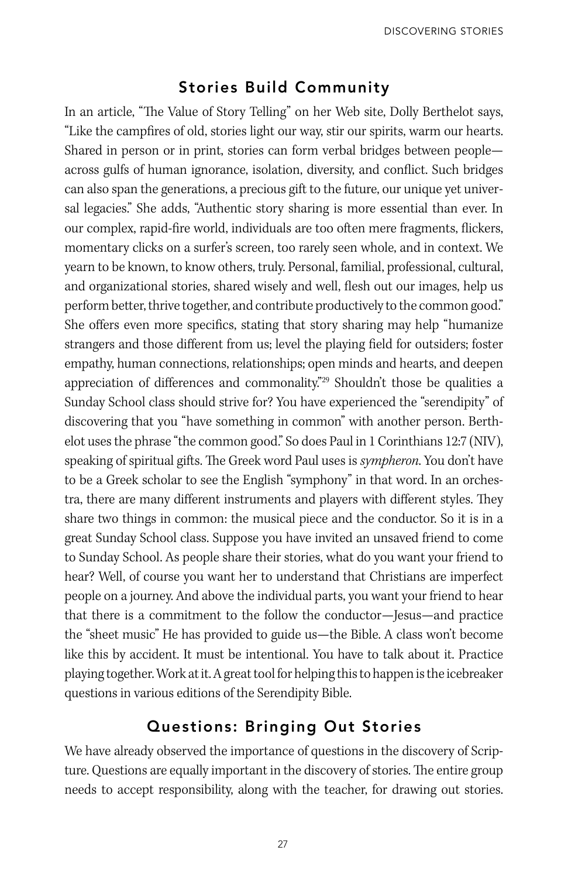## Stories Build Community

In an article, "The Value of Story Telling" on her Web site, Dolly Berthelot says, "Like the campfires of old, stories light our way, stir our spirits, warm our hearts. Shared in person or in print, stories can form verbal bridges between people—across gulfs of human ignorance, isolation, diversity, and conflict. Such bridges can also span the generations, a precious gift to the future, our unique yet universal legacies." She adds, "Authentic story sharing is more essential than ever. In our complex, rapid-fire world, individuals are too often mere fragments, flickers, momentary clicks on a surfer's screen, too rarely seen whole, and in context. We yearn to be known, to know others, truly. Personal, familial, professional, cultural, and organizational stories, shared wisely and well, flesh out our images, help us perform better, thrive together, and contribute productively to the common good." She offers even more specifics, stating that story sharing may help "humanize strangers and those different from us; level the playing field for outsiders; foster empathy, human connections, relationships; open minds and hearts, and deepen appreciation of differences and commonality."[29] Shouldn't those be qualities a Sunday School class should strive for? You have experienced the "serendipity" of discovering that you "have something in common" with another person. Berthelot uses the phrase "the common good." So does Paul in 1 Corinthians 12:7 (NIV), speaking of spiritual gifts. The Greek word Paul uses is *sympheron*. You don't have to be a Greek scholar to see the English "symphony" in that word. In an orchestra, there are many different instruments and players with different styles. They share two things in common: the musical piece and the conductor. So it is in a great Sunday School class. Suppose you have invited an unsaved friend to come to Sunday School. As people share their stories, what do you want your friend to hear? Well, of course you want her to understand that Christians are imperfect people on a journey. And above the individual parts, you want your friend to hear that there is a commitment to the follow the conductor—Jesus—and practice the "sheet music" He has provided to guide us—the Bible. A class won't become like this by accident. It must be intentional. You have to talk about it. Practice playing together. Work at it. A great tool for helping this to happen is the icebreaker questions in various editions of the Serendipity Bible.

## Questions: Bringing Out Stories

We have already observed the importance of questions in the discovery of Scripture. Questions are equally important in the discovery of stories. The entire group needs to accept responsibility, along with the teacher, for drawing out stories.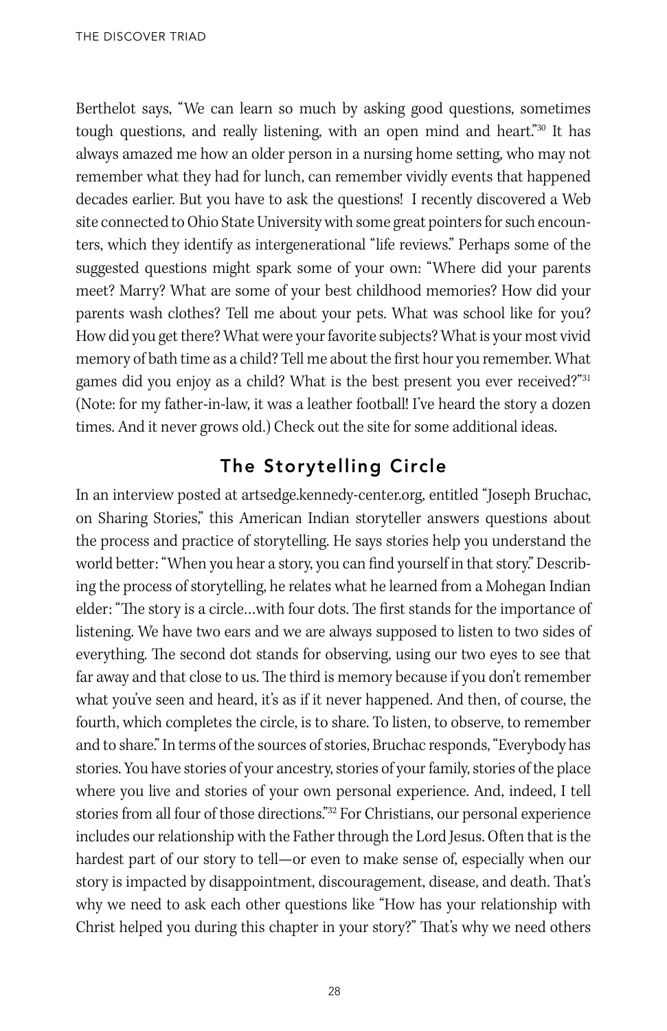Berthelot says, "We can learn so much by asking good questions, sometimes tough questions, and really listening, with an open mind and heart."[30] It has always amazed me how an older person in a nursing home setting, who may not remember what they had for lunch, can remember vividly events that happened decades earlier. But you have to ask the questions! I recently discovered a Web site connected to Ohio State University with some great pointers for such encounters, which they identify as intergenerational "life reviews." Perhaps some of the suggested questions might spark some of your own: "Where did your parents meet? Marry? What are some of your best childhood memories? How did your parents wash clothes? Tell me about your pets. What was school like for you? How did you get there? What were your favorite subjects? What is your most vivid memory of bath time as a child? Tell me about the first hour you remember. What games did you enjoy as a child? What is the best present you ever received?"[31] (Note: for my father-in-law, it was a leather football! I've heard the story a dozen times. And it never grows old.) Check out the site for some additional ideas.

## The Storytelling Circle

In an interview posted at artsedge.kennedy-center.org, entitled "Joseph Bruchac, on Sharing Stories," this American Indian storyteller answers questions about the process and practice of storytelling. He says stories help you understand the world better: "When you hear a story, you can find yourself in that story." Describing the process of storytelling, he relates what he learned from a Mohegan Indian elder: "The story is a circle…with four dots. The first stands for the importance of listening. We have two ears and we are always supposed to listen to two sides of everything. The second dot stands for observing, using our two eyes to see that far away and that close to us. The third is memory because if you don't remember what you've seen and heard, it's as if it never happened. And then, of course, the fourth, which completes the circle, is to share. To listen, to observe, to remember and to share." In terms of the sources of stories, Bruchac responds, "Everybody has stories. You have stories of your ancestry, stories of your family, stories of the place where you live and stories of your own personal experience. And, indeed, I tell stories from all four of those directions."[32] For Christians, our personal experience includes our relationship with the Father through the Lord Jesus. Often that is the hardest part of our story to tell—or even to make sense of, especially when our story is impacted by disappointment, discouragement, disease, and death. That's why we need to ask each other questions like "How has your relationship with Christ helped you during this chapter in your story?" That's why we need others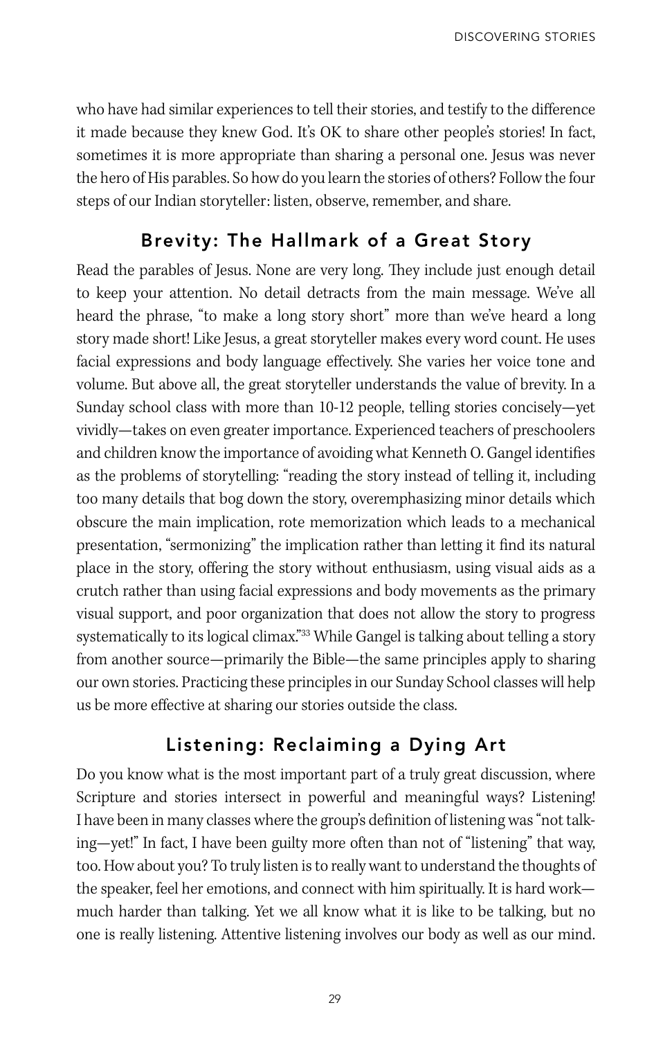who have had similar experiences to tell their stories, and testify to the difference it made because they knew God. It's OK to share other people's stories! In fact, sometimes it is more appropriate than sharing a personal one. Jesus was never the hero of His parables. So how do you learn the stories of others? Follow the four steps of our Indian storyteller: listen, observe, remember, and share.

## Brevity: The Hallmark of a Great Story

Read the parables of Jesus. None are very long. They include just enough detail to keep your attention. No detail detracts from the main message. We've all heard the phrase, "to make a long story short" more than we've heard a long story made short! Like Jesus, a great storyteller makes every word count. He uses facial expressions and body language effectively. She varies her voice tone and volume. But above all, the great storyteller understands the value of brevity. In a Sunday school class with more than 10-12 people, telling stories concisely—yet vividly—takes on even greater importance. Experienced teachers of preschoolers and children know the importance of avoiding what Kenneth O. Gangel identifies as the problems of storytelling: "reading the story instead of telling it, including too many details that bog down the story, overemphasizing minor details which obscure the main implication, rote memorization which leads to a mechanical presentation, "sermonizing" the implication rather than letting it find its natural place in the story, offering the story without enthusiasm, using visual aids as a crutch rather than using facial expressions and body movements as the primary visual support, and poor organization that does not allow the story to progress systematically to its logical climax."[33] While Gangel is talking about telling a story from another source—primarily the Bible—the same principles apply to sharing our own stories. Practicing these principles in our Sunday School classes will help us be more effective at sharing our stories outside the class.

## Listening: Reclaiming a Dying Art

Do you know what is the most important part of a truly great discussion, where Scripture and stories intersect in powerful and meaningful ways? Listening! I have been in many classes where the group's definition of listening was "not talking—yet!" In fact, I have been guilty more often than not of "listening" that way, too. How about you? To truly listen is to really want to understand the thoughts of the speaker, feel her emotions, and connect with him spiritually. It is hard work—much harder than talking. Yet we all know what it is like to be talking, but no one is really listening. Attentive listening involves our body as well as our mind.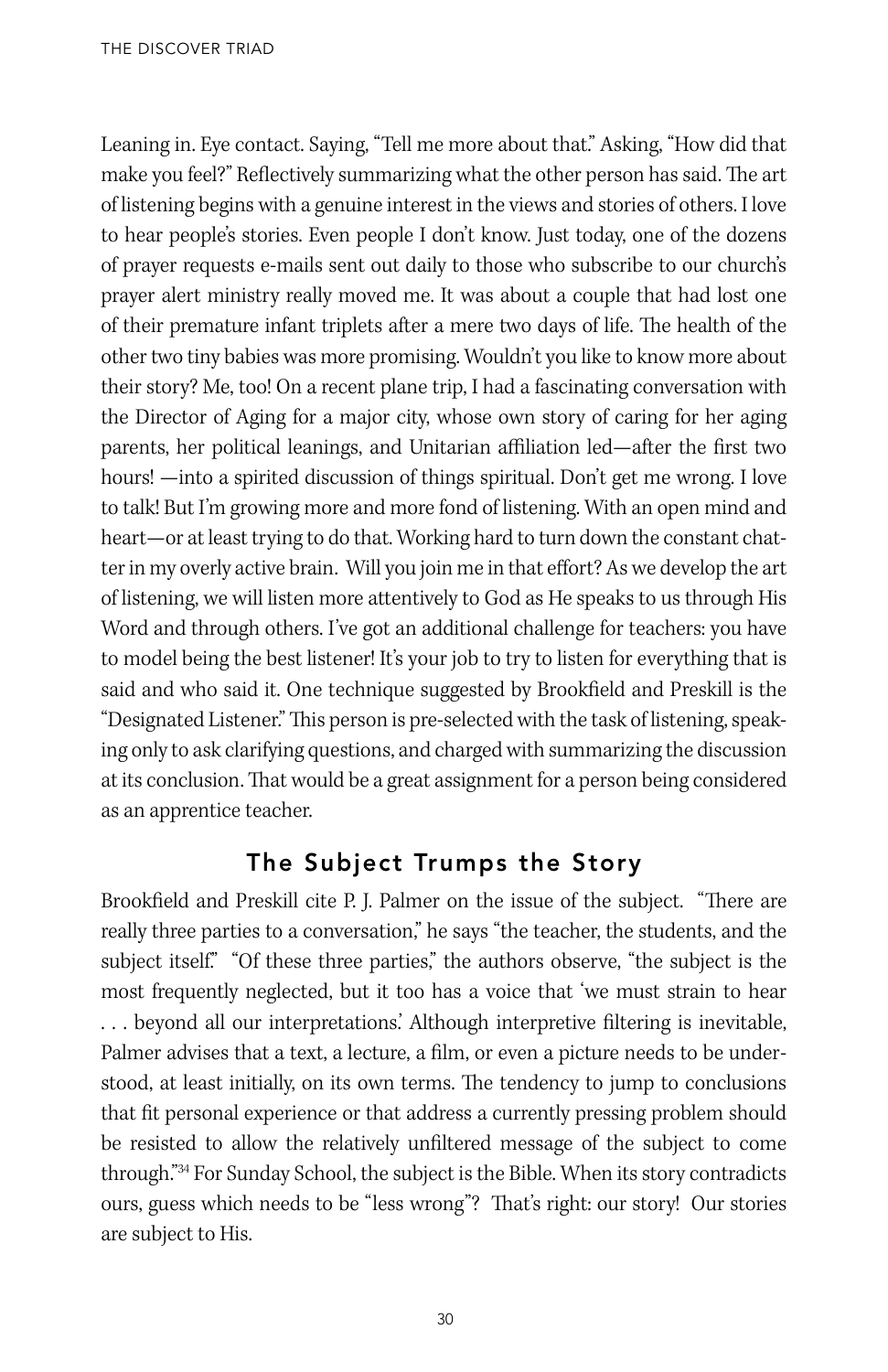Leaning in. Eye contact. Saying, "Tell me more about that." Asking, "How did that make you feel?" Reflectively summarizing what the other person has said. The art of listening begins with a genuine interest in the views and stories of others. I love to hear people's stories. Even people I don't know. Just today, one of the dozens of prayer requests e-mails sent out daily to those who subscribe to our church's prayer alert ministry really moved me. It was about a couple that had lost one of their premature infant triplets after a mere two days of life. The health of the other two tiny babies was more promising. Wouldn't you like to know more about their story? Me, too! On a recent plane trip, I had a fascinating conversation with the Director of Aging for a major city, whose own story of caring for her aging parents, her political leanings, and Unitarian affiliation led—after the first two hours! —into a spirited discussion of things spiritual. Don't get me wrong. I love to talk! But I'm growing more and more fond of listening. With an open mind and heart—or at least trying to do that. Working hard to turn down the constant chatter in my overly active brain. Will you join me in that effort? As we develop the art of listening, we will listen more attentively to God as He speaks to us through His Word and through others. I've got an additional challenge for teachers: you have to model being the best listener! It's your job to try to listen for everything that is said and who said it. One technique suggested by Brookfield and Preskill is the "Designated Listener." This person is pre-selected with the task of listening, speaking only to ask clarifying questions, and charged with summarizing the discussion at its conclusion. That would be a great assignment for a person being considered as an apprentice teacher.

## The Subject Trumps the Story

Brookfield and Preskill cite P. J. Palmer on the issue of the subject. "There are really three parties to a conversation," he says "the teacher, the students, and the subject itself." "Of these three parties," the authors observe, "the subject is the most frequently neglected, but it too has a voice that 'we must strain to hear . . . beyond all our interpretations.' Although interpretive filtering is inevitable, Palmer advises that a text, a lecture, a film, or even a picture needs to be understood, at least initially, on its own terms. The tendency to jump to conclusions that fit personal experience or that address a currently pressing problem should be resisted to allow the relatively unfiltered message of the subject to come through."[34] For Sunday School, the subject is the Bible. When its story contradicts ours, guess which needs to be "less wrong"? That's right: our story! Our stories are subject to His.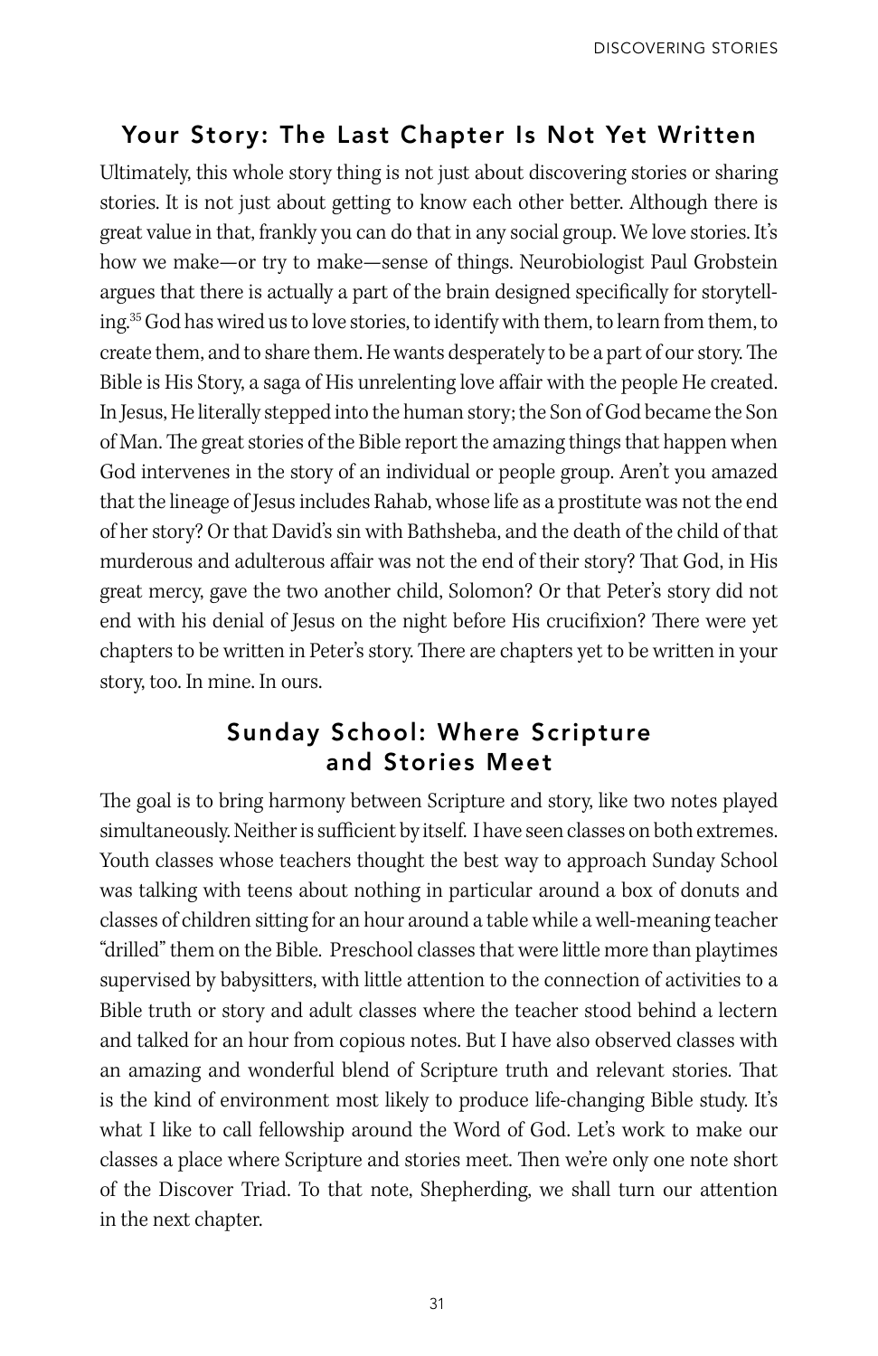## Your Story: The Last Chapter Is Not Yet Written

Ultimately, this whole story thing is not just about discovering stories or sharing stories. It is not just about getting to know each other better. Although there is great value in that, frankly you can do that in any social group. We love stories. It's how we make—or try to make—sense of things. Neurobiologist Paul Grobstein argues that there is actually a part of the brain designed specifically for storytelling.[35] God has wired us to love stories, to identify with them, to learn from them, to create them, and to share them. He wants desperately to be a part of our story. The Bible is His Story, a saga of His unrelenting love affair with the people He created. In Jesus, He literally stepped into the human story; the Son of God became the Son of Man. The great stories of the Bible report the amazing things that happen when God intervenes in the story of an individual or people group. Aren't you amazed that the lineage of Jesus includes Rahab, whose life as a prostitute was not the end of her story? Or that David's sin with Bathsheba, and the death of the child of that murderous and adulterous affair was not the end of their story? That God, in His great mercy, gave the two another child, Solomon? Or that Peter's story did not end with his denial of Jesus on the night before His crucifixion? There were yet chapters to be written in Peter's story. There are chapters yet to be written in your story, too. In mine. In ours.

## Sunday School: Where Scripture and Stories Meet

The goal is to bring harmony between Scripture and story, like two notes played simultaneously. Neither is sufficient by itself. I have seen classes on both extremes. Youth classes whose teachers thought the best way to approach Sunday School was talking with teens about nothing in particular around a box of donuts and classes of children sitting for an hour around a table while a well-meaning teacher "drilled" them on the Bible. Preschool classes that were little more than playtimes supervised by babysitters, with little attention to the connection of activities to a Bible truth or story and adult classes where the teacher stood behind a lectern and talked for an hour from copious notes. But I have also observed classes with an amazing and wonderful blend of Scripture truth and relevant stories. That is the kind of environment most likely to produce life-changing Bible study. It's what I like to call fellowship around the Word of God. Let's work to make our classes a place where Scripture and stories meet. Then we're only one note short of the Discover Triad. To that note, Shepherding, we shall turn our attention in the next chapter.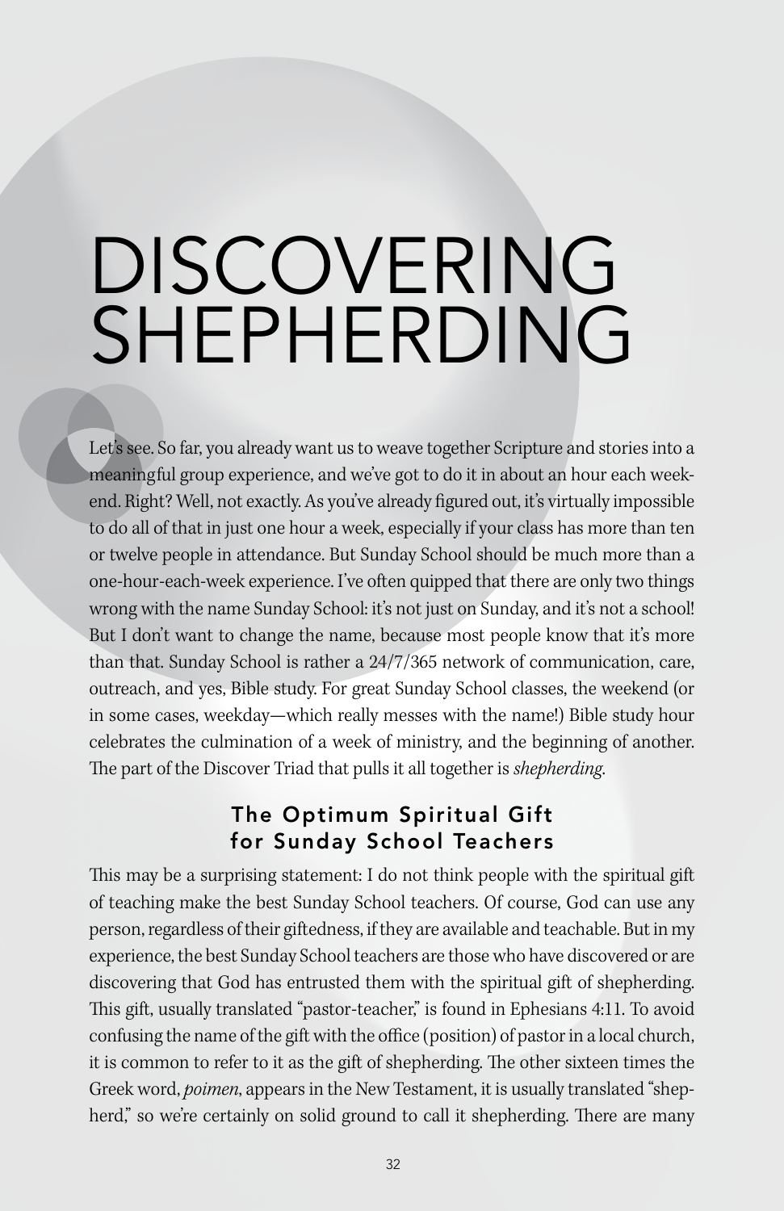# DISCOVERING SHEPHERDING

Let's see. So far, you already want us to weave together Scripture and stories into a meaningful group experience, and we've got to do it in about an hour each weekend. Right? Well, not exactly. As you've already figured out, it's virtually impossible to do all of that in just one hour a week, especially if your class has more than ten or twelve people in attendance. But Sunday School should be much more than a one-hour-each-week experience. I've often quipped that there are only two things wrong with the name Sunday School: it's not just on Sunday, and it's not a school! But I don't want to change the name, because most people know that it's more than that. Sunday School is rather a 24/7/365 network of communication, care, outreach, and yes, Bible study. For great Sunday School classes, the weekend (or in some cases, weekday—which really messes with the name!) Bible study hour celebrates the culmination of a week of ministry, and the beginning of another. The part of the Discover Triad that pulls it all together is *shepherding*.

## The Optimum Spiritual Gift for Sunday School Teachers

This may be a surprising statement: I do not think people with the spiritual gift of teaching make the best Sunday School teachers. Of course, God can use any person, regardless of their giftedness, if they are available and teachable. But in my experience, the best Sunday School teachers are those who have discovered or are discovering that God has entrusted them with the spiritual gift of shepherding. This gift, usually translated "pastor-teacher," is found in Ephesians 4:11. To avoid confusing the name of the gift with the office (position) of pastor in a local church, it is common to refer to it as the gift of shepherding. The other sixteen times the Greek word, *poimen*, appears in the New Testament, it is usually translated "shepherd," so we're certainly on solid ground to call it shepherding. There are many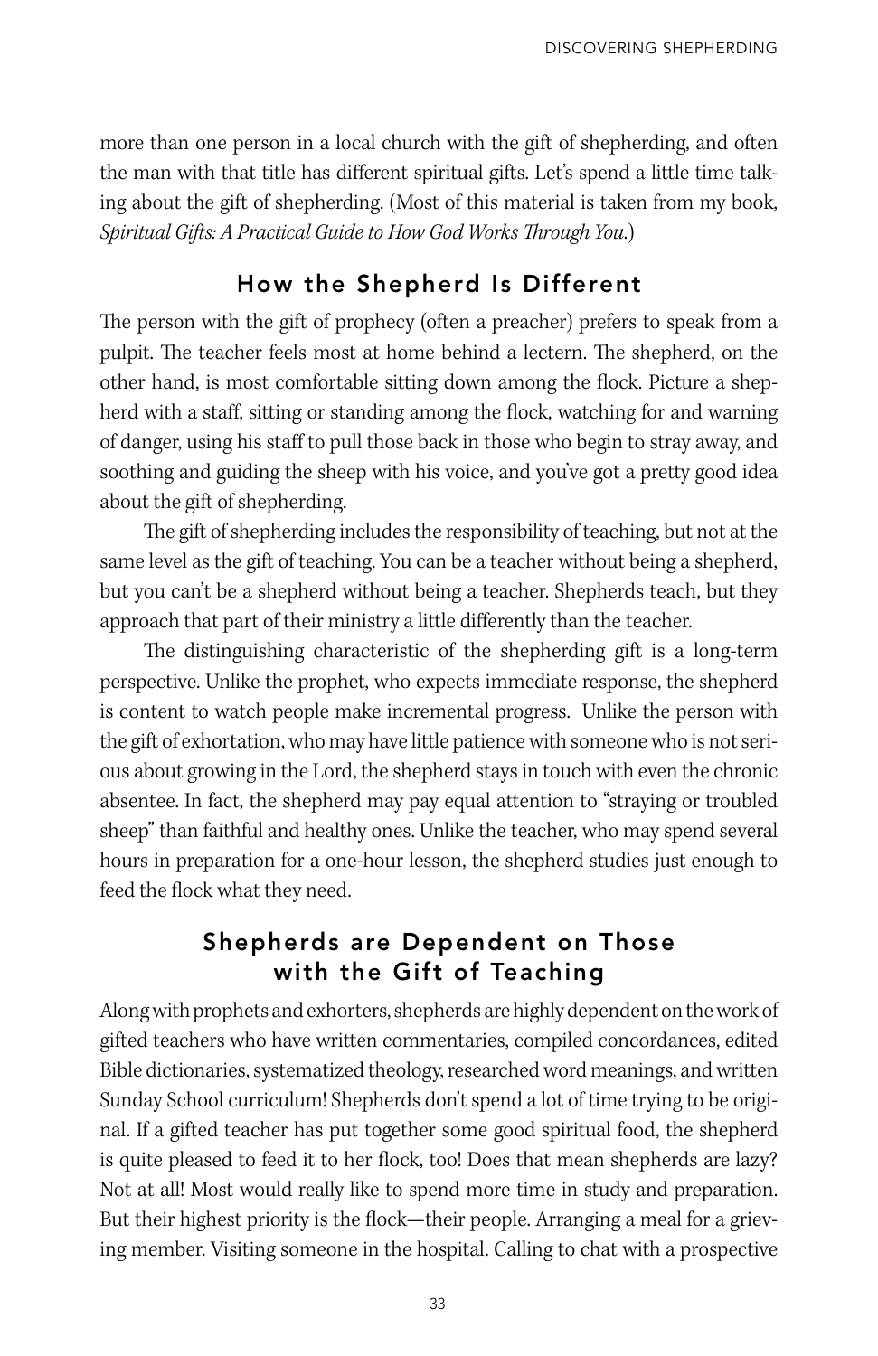more than one person in a local church with the gift of shepherding, and often the man with that title has different spiritual gifts. Let's spend a little time talking about the gift of shepherding. (Most of this material is taken from my book, *Spiritual Gifts: A Practical Guide to How God Works Through You*.)

## How the Shepherd Is Different

The person with the gift of prophecy (often a preacher) prefers to speak from a pulpit. The teacher feels most at home behind a lectern. The shepherd, on the other hand, is most comfortable sitting down among the flock. Picture a shepherd with a staff, sitting or standing among the flock, watching for and warning of danger, using his staff to pull those back in those who begin to stray away, and soothing and guiding the sheep with his voice, and you've got a pretty good idea about the gift of shepherding.

The gift of shepherding includes the responsibility of teaching, but not at the same level as the gift of teaching. You can be a teacher without being a shepherd, but you can't be a shepherd without being a teacher. Shepherds teach, but they approach that part of their ministry a little differently than the teacher.

The distinguishing characteristic of the shepherding gift is a long-term perspective. Unlike the prophet, who expects immediate response, the shepherd is content to watch people make incremental progress. Unlike the person with the gift of exhortation, who may have little patience with someone who is not serious about growing in the Lord, the shepherd stays in touch with even the chronic absentee. In fact, the shepherd may pay equal attention to "straying or troubled sheep" than faithful and healthy ones. Unlike the teacher, who may spend several hours in preparation for a one-hour lesson, the shepherd studies just enough to feed the flock what they need.

## Shepherds are Dependent on Those with the Gift of Teaching

Along with prophets and exhorters, shepherds are highly dependent on the work of gifted teachers who have written commentaries, compiled concordances, edited Bible dictionaries, systematized theology, researched word meanings, and written Sunday School curriculum! Shepherds don't spend a lot of time trying to be original. If a gifted teacher has put together some good spiritual food, the shepherd is quite pleased to feed it to her flock, too! Does that mean shepherds are lazy? Not at all! Most would really like to spend more time in study and preparation. But their highest priority is the flock—their people. Arranging a meal for a grieving member. Visiting someone in the hospital. Calling to chat with a prospective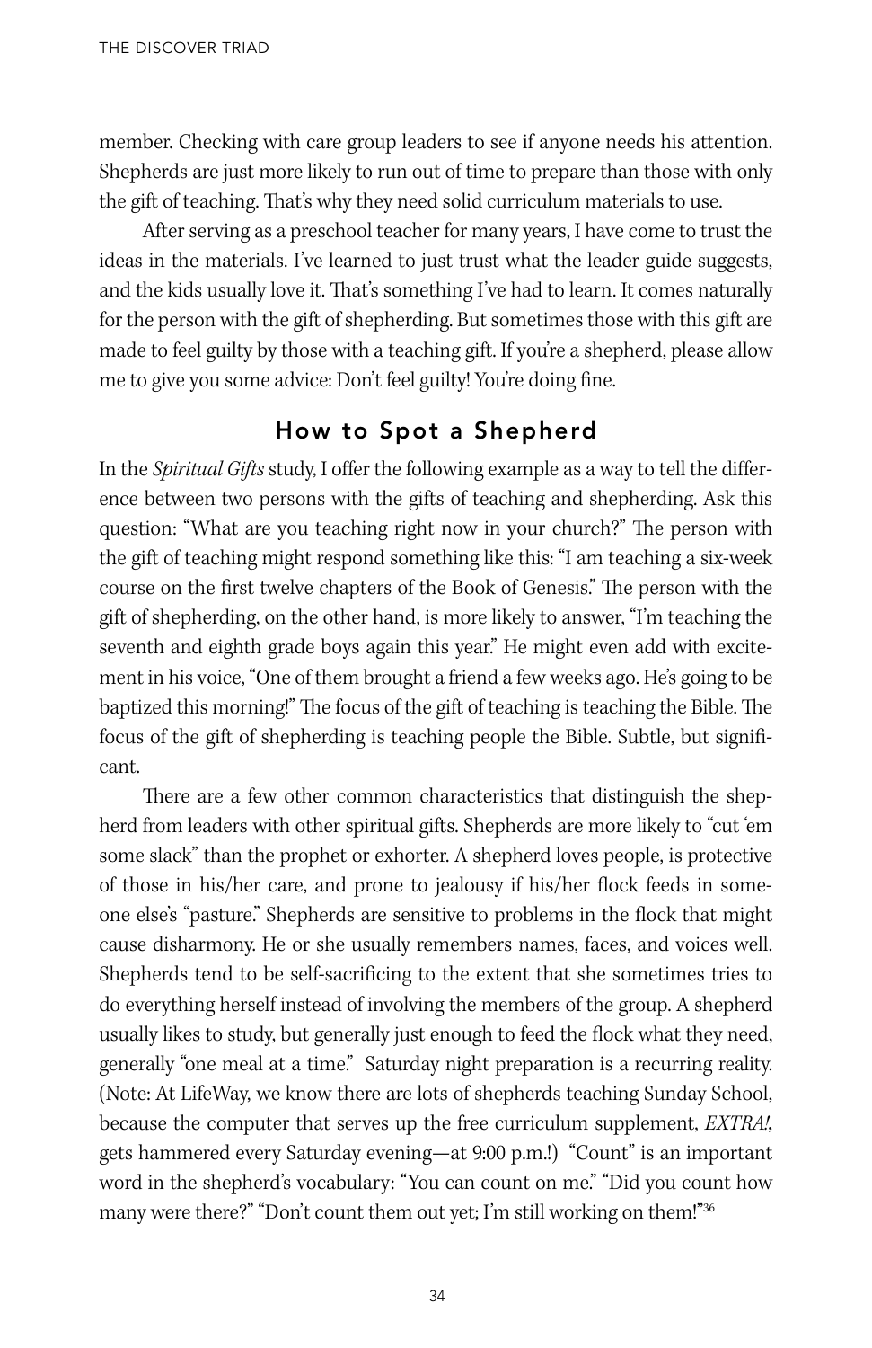member. Checking with care group leaders to see if anyone needs his attention. Shepherds are just more likely to run out of time to prepare than those with only the gift of teaching. That's why they need solid curriculum materials to use.

After serving as a preschool teacher for many years, I have come to trust the ideas in the materials. I've learned to just trust what the leader guide suggests, and the kids usually love it. That's something I've had to learn. It comes naturally for the person with the gift of shepherding. But sometimes those with this gift are made to feel guilty by those with a teaching gift. If you're a shepherd, please allow me to give you some advice: Don't feel guilty! You're doing fine.

## How to Spot a Shepherd

In the *Spiritual Gifts* study, I offer the following example as a way to tell the difference between two persons with the gifts of teaching and shepherding. Ask this question: "What are you teaching right now in your church?" The person with the gift of teaching might respond something like this: "I am teaching a six-week course on the first twelve chapters of the Book of Genesis." The person with the gift of shepherding, on the other hand, is more likely to answer, "I'm teaching the seventh and eighth grade boys again this year." He might even add with excitement in his voice, "One of them brought a friend a few weeks ago. He's going to be baptized this morning!" The focus of the gift of teaching is teaching the Bible. The focus of the gift of shepherding is teaching people the Bible. Subtle, but significant.

There are a few other common characteristics that distinguish the shepherd from leaders with other spiritual gifts. Shepherds are more likely to "cut 'em some slack" than the prophet or exhorter. A shepherd loves people, is protective of those in his/her care, and prone to jealousy if his/her flock feeds in someone else's "pasture." Shepherds are sensitive to problems in the flock that might cause disharmony. He or she usually remembers names, faces, and voices well. Shepherds tend to be self-sacrificing to the extent that she sometimes tries to do everything herself instead of involving the members of the group. A shepherd usually likes to study, but generally just enough to feed the flock what they need, generally "one meal at a time." Saturday night preparation is a recurring reality. (Note: At LifeWay, we know there are lots of shepherds teaching Sunday School, because the computer that serves up the free curriculum supplement, *EXTRA!*, gets hammered every Saturday evening—at 9:00 p.m.!) "Count" is an important word in the shepherd's vocabulary: "You can count on me." "Did you count how many were there?" "Don't count them out yet; I'm still working on them!"[36]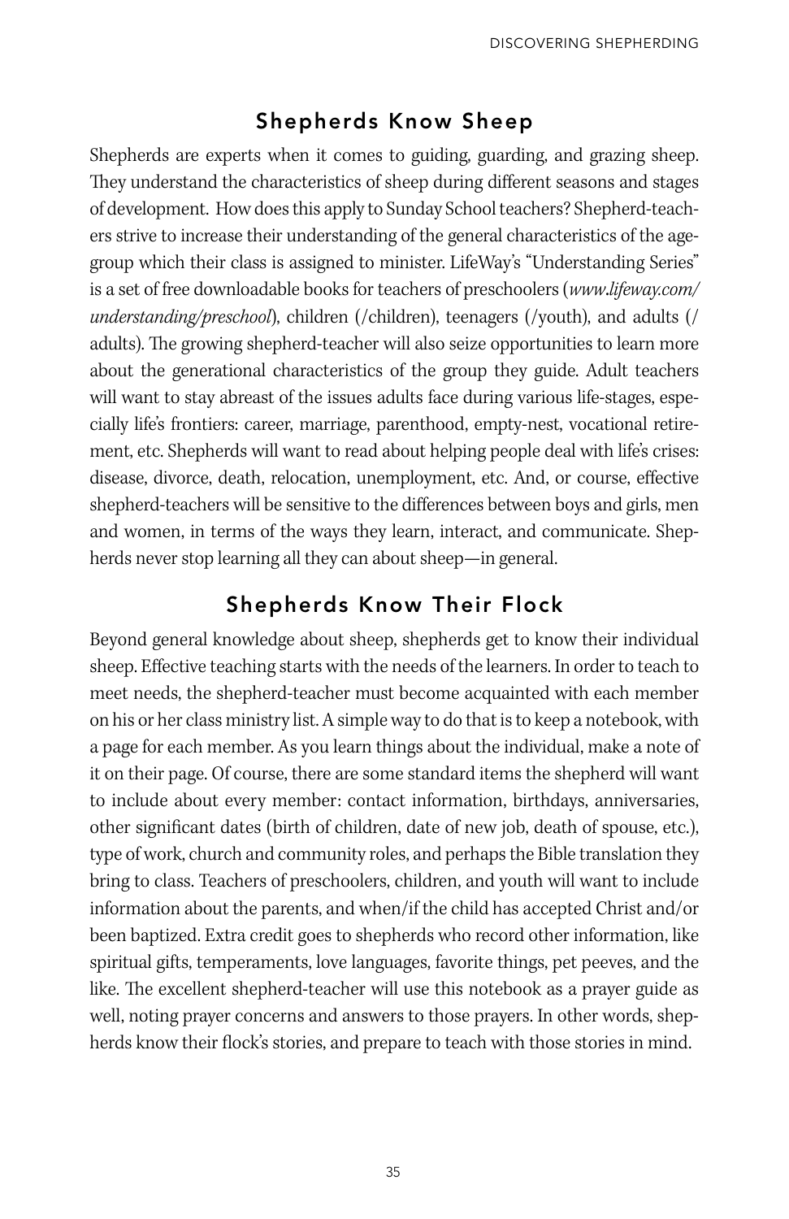## Shepherds Know Sheep

Shepherds are experts when it comes to guiding, guarding, and grazing sheep. They understand the characteristics of sheep during different seasons and stages of development. How does this apply to Sunday School teachers? Shepherd-teachers strive to increase their understanding of the general characteristics of the age-group which their class is assigned to minister. LifeWay's "Understanding Series" is a set of free downloadable books for teachers of preschoolers (*www.lifeway.com/understanding/preschool*), children (/children), teenagers (/youth), and adults (/adults). The growing shepherd-teacher will also seize opportunities to learn more about the generational characteristics of the group they guide. Adult teachers will want to stay abreast of the issues adults face during various life-stages, especially life's frontiers: career, marriage, parenthood, empty-nest, vocational retirement, etc. Shepherds will want to read about helping people deal with life's crises: disease, divorce, death, relocation, unemployment, etc. And, or course, effective shepherd-teachers will be sensitive to the differences between boys and girls, men and women, in terms of the ways they learn, interact, and communicate. Shepherds never stop learning all they can about sheep—in general.

## Shepherds Know Their Flock

Beyond general knowledge about sheep, shepherds get to know their individual sheep. Effective teaching starts with the needs of the learners. In order to teach to meet needs, the shepherd-teacher must become acquainted with each member on his or her class ministry list. A simple way to do that is to keep a notebook, with a page for each member. As you learn things about the individual, make a note of it on their page. Of course, there are some standard items the shepherd will want to include about every member: contact information, birthdays, anniversaries, other significant dates (birth of children, date of new job, death of spouse, etc.), type of work, church and community roles, and perhaps the Bible translation they bring to class. Teachers of preschoolers, children, and youth will want to include information about the parents, and when/if the child has accepted Christ and/or been baptized. Extra credit goes to shepherds who record other information, like spiritual gifts, temperaments, love languages, favorite things, pet peeves, and the like. The excellent shepherd-teacher will use this notebook as a prayer guide as well, noting prayer concerns and answers to those prayers. In other words, shepherds know their flock's stories, and prepare to teach with those stories in mind.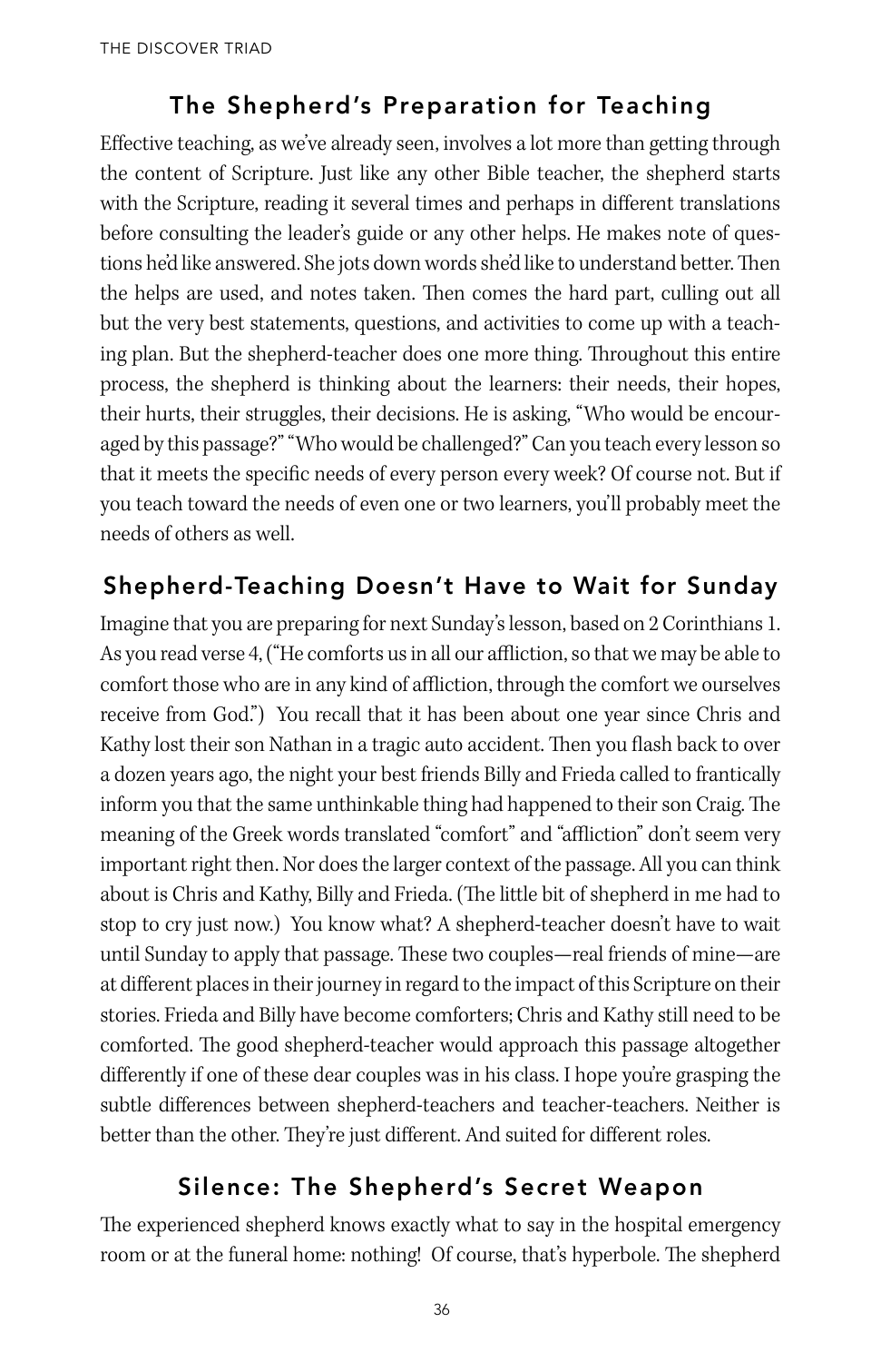## The Shepherd's Preparation for Teaching

Effective teaching, as we've already seen, involves a lot more than getting through the content of Scripture. Just like any other Bible teacher, the shepherd starts with the Scripture, reading it several times and perhaps in different translations before consulting the leader's guide or any other helps. He makes note of questions he'd like answered. She jots down words she'd like to understand better. Then the helps are used, and notes taken. Then comes the hard part, culling out all but the very best statements, questions, and activities to come up with a teaching plan. But the shepherd-teacher does one more thing. Throughout this entire process, the shepherd is thinking about the learners: their needs, their hopes, their hurts, their struggles, their decisions. He is asking, "Who would be encouraged by this passage?" "Who would be challenged?" Can you teach every lesson so that it meets the specific needs of every person every week? Of course not. But if you teach toward the needs of even one or two learners, you'll probably meet the needs of others as well.

## Shepherd-Teaching Doesn't Have to Wait for Sunday

Imagine that you are preparing for next Sunday's lesson, based on 2 Corinthians 1. As you read verse 4, ("He comforts us in all our affliction, so that we may be able to comfort those who are in any kind of affliction, through the comfort we ourselves receive from God.") You recall that it has been about one year since Chris and Kathy lost their son Nathan in a tragic auto accident. Then you flash back to over a dozen years ago, the night your best friends Billy and Frieda called to frantically inform you that the same unthinkable thing had happened to their son Craig. The meaning of the Greek words translated "comfort" and "affliction" don't seem very important right then. Nor does the larger context of the passage. All you can think about is Chris and Kathy, Billy and Frieda. (The little bit of shepherd in me had to stop to cry just now.) You know what? A shepherd-teacher doesn't have to wait until Sunday to apply that passage. These two couples—real friends of mine—are at different places in their journey in regard to the impact of this Scripture on their stories. Frieda and Billy have become comforters; Chris and Kathy still need to be comforted. The good shepherd-teacher would approach this passage altogether differently if one of these dear couples was in his class. I hope you're grasping the subtle differences between shepherd-teachers and teacher-teachers. Neither is better than the other. They're just different. And suited for different roles.

## Silence: The Shepherd's Secret Weapon

The experienced shepherd knows exactly what to say in the hospital emergency room or at the funeral home: nothing! Of course, that's hyperbole. The shepherd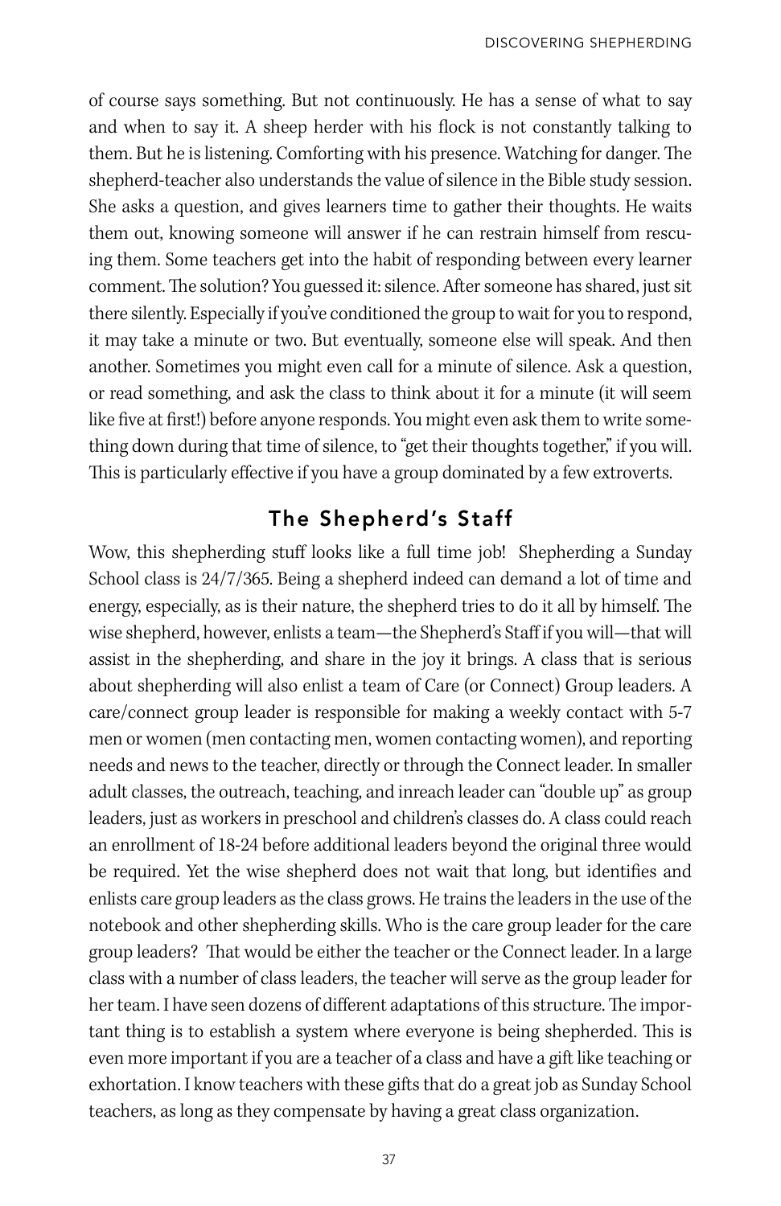of course says something. But not continuously. He has a sense of what to say and when to say it. A sheep herder with his flock is not constantly talking to them. But he is listening. Comforting with his presence. Watching for danger. The shepherd-teacher also understands the value of silence in the Bible study session. She asks a question, and gives learners time to gather their thoughts. He waits them out, knowing someone will answer if he can restrain himself from rescuing them. Some teachers get into the habit of responding between every learner comment. The solution? You guessed it: silence. After someone has shared, just sit there silently. Especially if you've conditioned the group to wait for you to respond, it may take a minute or two. But eventually, someone else will speak. And then another. Sometimes you might even call for a minute of silence. Ask a question, or read something, and ask the class to think about it for a minute (it will seem like five at first!) before anyone responds. You might even ask them to write something down during that time of silence, to "get their thoughts together," if you will. This is particularly effective if you have a group dominated by a few extroverts.

## The Shepherd's Staff

Wow, this shepherding stuff looks like a full time job! Shepherding a Sunday School class is 24/7/365. Being a shepherd indeed can demand a lot of time and energy, especially, as is their nature, the shepherd tries to do it all by himself. The wise shepherd, however, enlists a team—the Shepherd's Staff if you will—that will assist in the shepherding, and share in the joy it brings. A class that is serious about shepherding will also enlist a team of Care (or Connect) Group leaders. A care/connect group leader is responsible for making a weekly contact with 5-7 men or women (men contacting men, women contacting women), and reporting needs and news to the teacher, directly or through the Connect leader. In smaller adult classes, the outreach, teaching, and inreach leader can "double up" as group leaders, just as workers in preschool and children's classes do. A class could reach an enrollment of 18-24 before additional leaders beyond the original three would be required. Yet the wise shepherd does not wait that long, but identifies and enlists care group leaders as the class grows. He trains the leaders in the use of the notebook and other shepherding skills. Who is the care group leader for the care group leaders? That would be either the teacher or the Connect leader. In a large class with a number of class leaders, the teacher will serve as the group leader for her team. I have seen dozens of different adaptations of this structure. The important thing is to establish a system where everyone is being shepherded. This is even more important if you are a teacher of a class and have a gift like teaching or exhortation. I know teachers with these gifts that do a great job as Sunday School teachers, as long as they compensate by having a great class organization.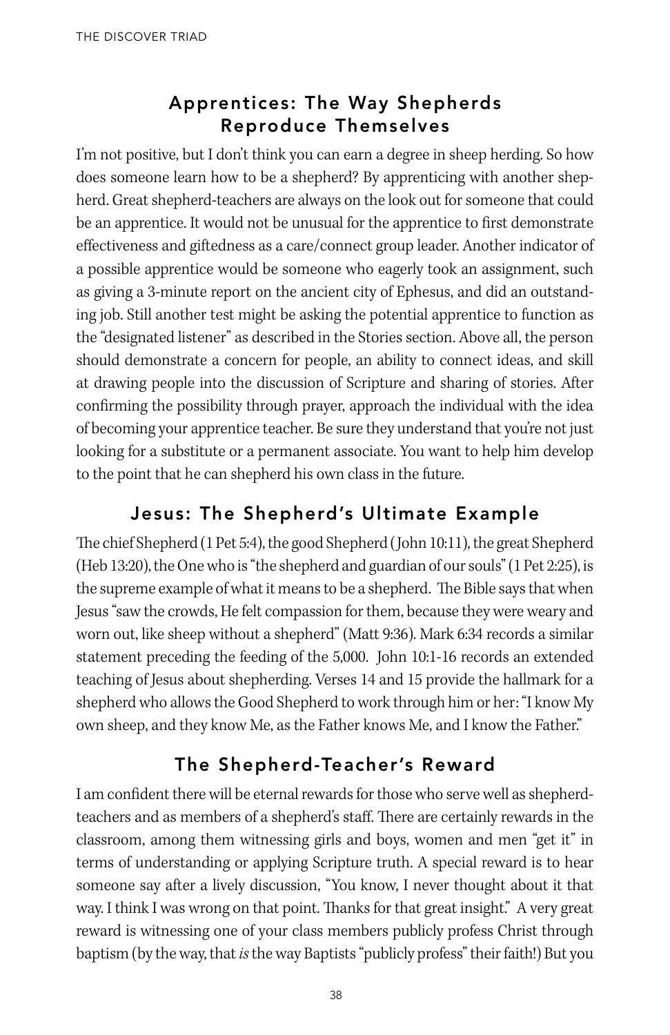## Apprentices: The Way Shepherds Reproduce Themselves

I'm not positive, but I don't think you can earn a degree in sheep herding. So how does someone learn how to be a shepherd? By apprenticing with another shepherd. Great shepherd-teachers are always on the look out for someone that could be an apprentice. It would not be unusual for the apprentice to first demonstrate effectiveness and giftedness as a care/connect group leader. Another indicator of a possible apprentice would be someone who eagerly took an assignment, such as giving a 3-minute report on the ancient city of Ephesus, and did an outstanding job. Still another test might be asking the potential apprentice to function as the "designated listener" as described in the Stories section. Above all, the person should demonstrate a concern for people, an ability to connect ideas, and skill at drawing people into the discussion of Scripture and sharing of stories. After confirming the possibility through prayer, approach the individual with the idea of becoming your apprentice teacher. Be sure they understand that you're not just looking for a substitute or a permanent associate. You want to help him develop to the point that he can shepherd his own class in the future.

## Jesus: The Shepherd's Ultimate Example

The chief Shepherd (1 Pet 5:4), the good Shepherd (John 10:11), the great Shepherd (Heb 13:20), the One who is "the shepherd and guardian of our souls" (1 Pet 2:25), is the supreme example of what it means to be a shepherd. The Bible says that when Jesus "saw the crowds, He felt compassion for them, because they were weary and worn out, like sheep without a shepherd" (Matt 9:36). Mark 6:34 records a similar statement preceding the feeding of the 5,000. John 10:1-16 records an extended teaching of Jesus about shepherding. Verses 14 and 15 provide the hallmark for a shepherd who allows the Good Shepherd to work through him or her: "I know My own sheep, and they know Me, as the Father knows Me, and I know the Father."

## The Shepherd-Teacher's Reward

I am confident there will be eternal rewards for those who serve well as shepherd-teachers and as members of a shepherd's staff. There are certainly rewards in the classroom, among them witnessing girls and boys, women and men "get it" in terms of understanding or applying Scripture truth. A special reward is to hear someone say after a lively discussion, "You know, I never thought about it that way. I think I was wrong on that point. Thanks for that great insight." A very great reward is witnessing one of your class members publicly profess Christ through baptism (by the way, that *is* the way Baptists "publicly profess" their faith!) But you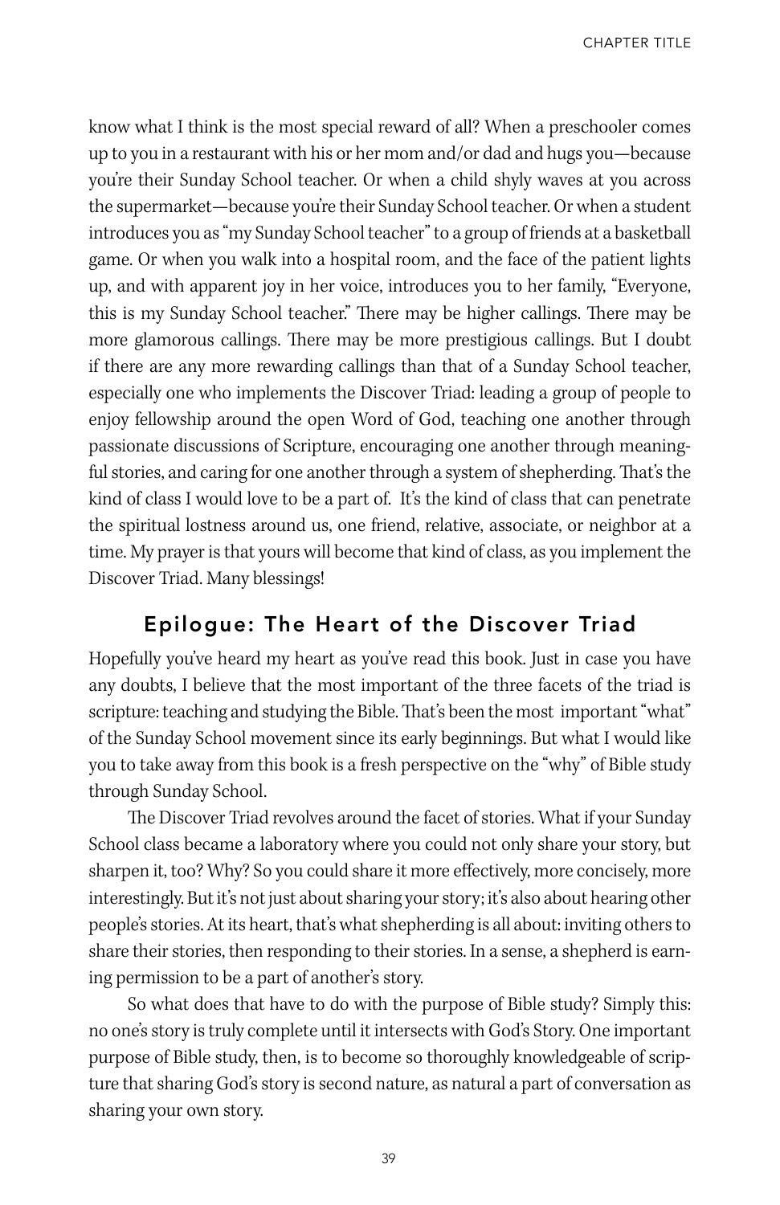know what I think is the most special reward of all? When a preschooler comes up to you in a restaurant with his or her mom and/or dad and hugs you—because you're their Sunday School teacher. Or when a child shyly waves at you across the supermarket—because you're their Sunday School teacher. Or when a student introduces you as "my Sunday School teacher" to a group of friends at a basketball game. Or when you walk into a hospital room, and the face of the patient lights up, and with apparent joy in her voice, introduces you to her family, "Everyone, this is my Sunday School teacher." There may be higher callings. There may be more glamorous callings. There may be more prestigious callings. But I doubt if there are any more rewarding callings than that of a Sunday School teacher, especially one who implements the Discover Triad: leading a group of people to enjoy fellowship around the open Word of God, teaching one another through passionate discussions of Scripture, encouraging one another through meaningful stories, and caring for one another through a system of shepherding. That's the kind of class I would love to be a part of. It's the kind of class that can penetrate the spiritual lostness around us, one friend, relative, associate, or neighbor at a time. My prayer is that yours will become that kind of class, as you implement the Discover Triad. Many blessings!

## Epilogue: The Heart of the Discover Triad

Hopefully you've heard my heart as you've read this book. Just in case you have any doubts, I believe that the most important of the three facets of the triad is scripture: teaching and studying the Bible. That's been the most important "what" of the Sunday School movement since its early beginnings. But what I would like you to take away from this book is a fresh perspective on the "why" of Bible study through Sunday School.

The Discover Triad revolves around the facet of stories. What if your Sunday School class became a laboratory where you could not only share your story, but sharpen it, too? Why? So you could share it more effectively, more concisely, more interestingly. But it's not just about sharing your story; it's also about hearing other people's stories. At its heart, that's what shepherding is all about: inviting others to share their stories, then responding to their stories. In a sense, a shepherd is earning permission to be a part of another's story.

So what does that have to do with the purpose of Bible study? Simply this: no one's story is truly complete until it intersects with God's Story. One important purpose of Bible study, then, is to become so thoroughly knowledgeable of scripture that sharing God's story is second nature, as natural a part of conversation as sharing your own story.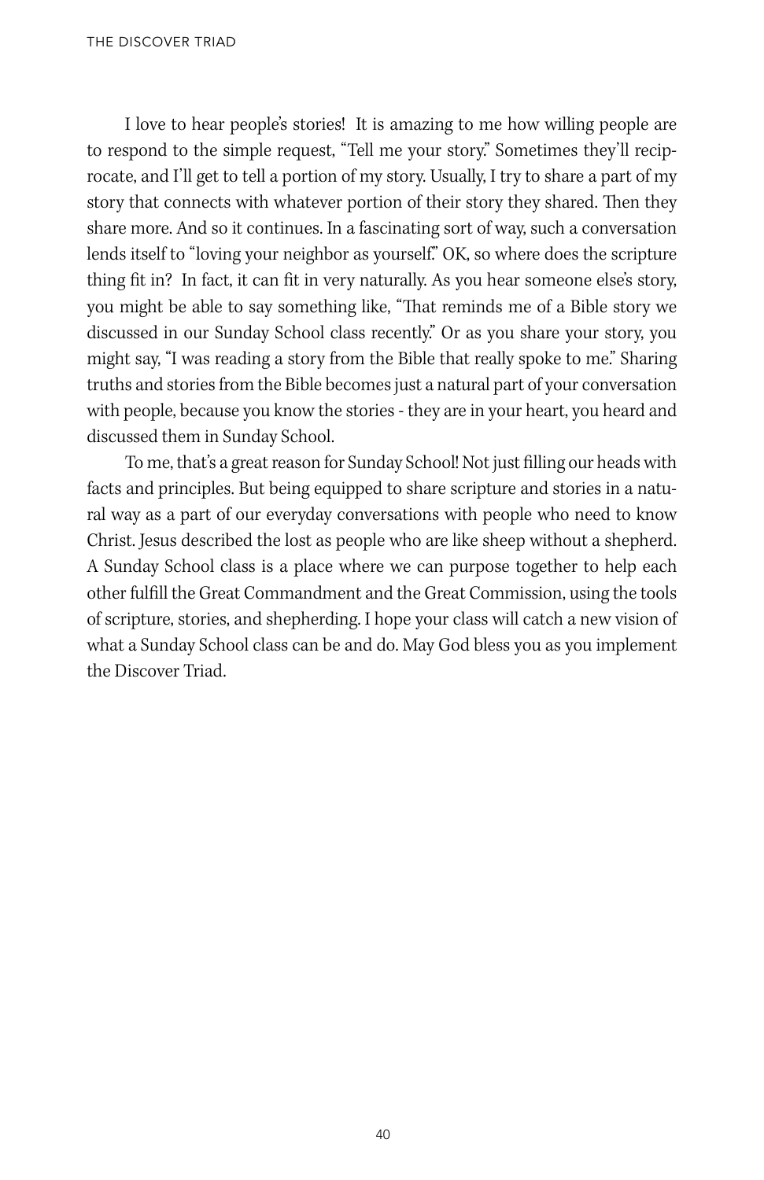I love to hear people's stories! It is amazing to me how willing people are to respond to the simple request, "Tell me your story." Sometimes they'll reciprocate, and I'll get to tell a portion of my story. Usually, I try to share a part of my story that connects with whatever portion of their story they shared. Then they share more. And so it continues. In a fascinating sort of way, such a conversation lends itself to "loving your neighbor as yourself." OK, so where does the scripture thing fit in? In fact, it can fit in very naturally. As you hear someone else's story, you might be able to say something like, "That reminds me of a Bible story we discussed in our Sunday School class recently." Or as you share your story, you might say, "I was reading a story from the Bible that really spoke to me." Sharing truths and stories from the Bible becomes just a natural part of your conversation with people, because you know the stories - they are in your heart, you heard and discussed them in Sunday School.

To me, that's a great reason for Sunday School! Not just filling our heads with facts and principles. But being equipped to share scripture and stories in a natural way as a part of our everyday conversations with people who need to know Christ. Jesus described the lost as people who are like sheep without a shepherd. A Sunday School class is a place where we can purpose together to help each other fulfill the Great Commandment and the Great Commission, using the tools of scripture, stories, and shepherding. I hope your class will catch a new vision of what a Sunday School class can be and do. May God bless you as you implement the Discover Triad.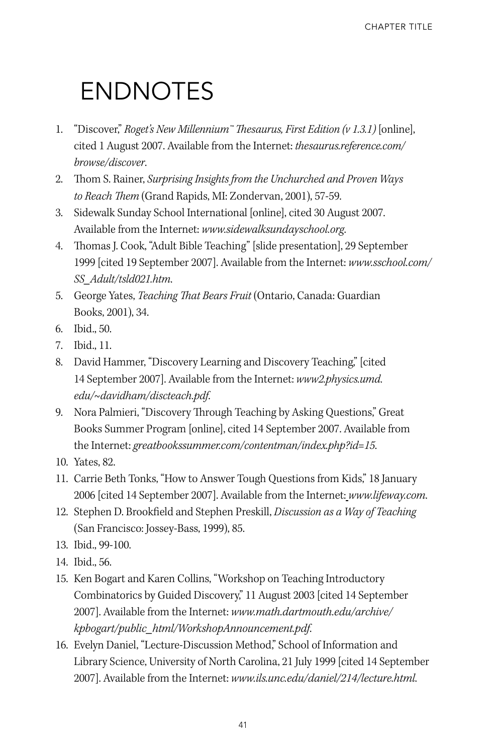# ENDNOTES

1. "Discover," *Roget's New Millennium™ Thesaurus, First Edition (v 1.3.1)* [online], cited 1 August 2007. Available from the Internet: *thesaurus.reference.com/browse/discover*.
2. Thom S. Rainer, *Surprising Insights from the Unchurched and Proven Ways to Reach Them* (Grand Rapids, MI: Zondervan, 2001), 57-59.
3. Sidewalk Sunday School International [online], cited 30 August 2007. Available from the Internet: *www.sidewalksundayschool.org*.
4. Thomas J. Cook, "Adult Bible Teaching" [slide presentation], 29 September 1999 [cited 19 September 2007]. Available from the Internet: *www.sschool.com/SS_Adult/tsld021.htm*.
5. George Yates, *Teaching That Bears Fruit* (Ontario, Canada: Guardian Books, 2001), 34.
6. Ibid., 50.
7. Ibid., 11.
8. David Hammer, "Discovery Learning and Discovery Teaching," [cited 14 September 2007]. Available from the Internet: *www2.physics.umd.edu/~davidham/discteach.pdf*.
9. Nora Palmieri, "Discovery Through Teaching by Asking Questions," Great Books Summer Program [online], cited 14 September 2007. Available from the Internet: *greatbookssummer.com/contentman/index.php?id=15*.
10. Yates, 82.
11. Carrie Beth Tonks, "How to Answer Tough Questions from Kids," 18 January 2006 [cited 14 September 2007]. Available from the Internet: *www.lifeway.com*.
12. Stephen D. Brookfield and Stephen Preskill, *Discussion as a Way of Teaching* (San Francisco: Jossey-Bass, 1999), 85.
13. Ibid., 99-100.
14. Ibid., 56.
15. Ken Bogart and Karen Collins, "Workshop on Teaching Introductory Combinatorics by Guided Discovery," 11 August 2003 [cited 14 September 2007]. Available from the Internet: *www.math.dartmouth.edu/archive/kpbogart/public_html/WorkshopAnnouncement.pdf*.
16. Evelyn Daniel, "Lecture-Discussion Method," School of Information and Library Science, University of North Carolina, 21 July 1999 [cited 14 September 2007]. Available from the Internet: *www.ils.unc.edu/daniel/214/lecture.html*.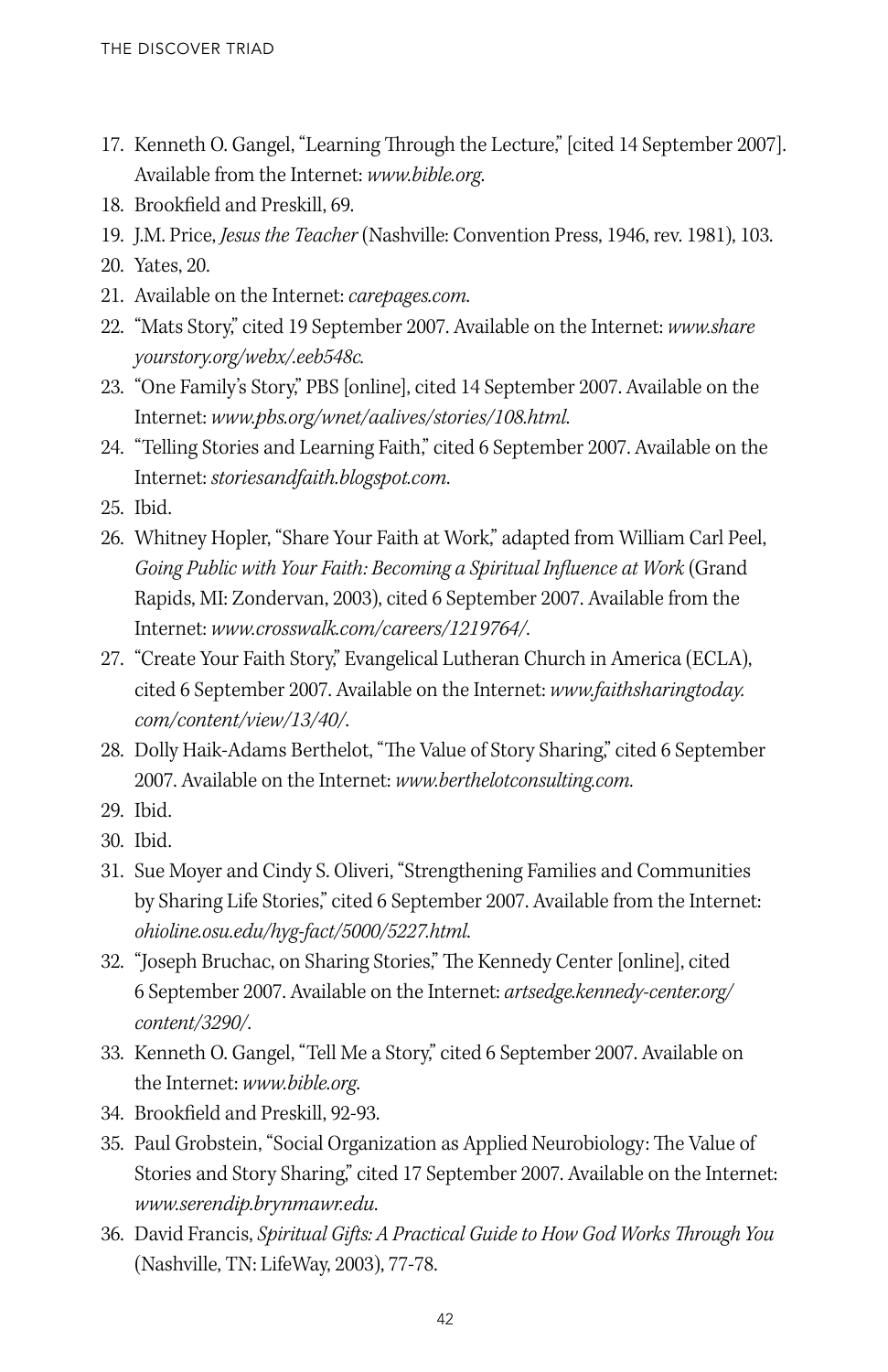17. Kenneth O. Gangel, "Learning Through the Lecture," [cited 14 September 2007]. Available from the Internet: *www.bible.org.*
18. Brookfield and Preskill, 69.
19. J.M. Price, *Jesus the Teacher* (Nashville: Convention Press, 1946, rev. 1981), 103.
20. Yates, 20.
21. Available on the Internet: *carepages.com.*
22. "Mats Story," cited 19 September 2007. Available on the Internet: *www.shareyourstory.org/webx/.eeb548c.*
23. "One Family's Story," PBS [online], cited 14 September 2007. Available on the Internet: *www.pbs.org/wnet/aalives/stories/108.html.*
24. "Telling Stories and Learning Faith," cited 6 September 2007. Available on the Internet: *storiesandfaith.blogspot.com.*
25. Ibid.
26. Whitney Hopler, "Share Your Faith at Work," adapted from William Carl Peel, *Going Public with Your Faith: Becoming a Spiritual Influence at Work* (Grand Rapids, MI: Zondervan, 2003), cited 6 September 2007. Available from the Internet: *www.crosswalk.com/careers/1219764/.*
27. "Create Your Faith Story," Evangelical Lutheran Church in America (ECLA), cited 6 September 2007. Available on the Internet: *www.faithsharingtoday.com/content/view/13/40/.*
28. Dolly Haik-Adams Berthelot, "The Value of Story Sharing," cited 6 September 2007. Available on the Internet: *www.berthelotconsulting.com.*
29. Ibid.
30. Ibid.
31. Sue Moyer and Cindy S. Oliveri, "Strengthening Families and Communities by Sharing Life Stories," cited 6 September 2007. Available from the Internet: *ohioline.osu.edu/hyg-fact/5000/5227.html.*
32. "Joseph Bruchac, on Sharing Stories," The Kennedy Center [online], cited 6 September 2007. Available on the Internet: *artsedge.kennedy-center.org/content/3290/.*
33. Kenneth O. Gangel, "Tell Me a Story," cited 6 September 2007. Available on the Internet: *www.bible.org.*
34. Brookfield and Preskill, 92-93.
35. Paul Grobstein, "Social Organization as Applied Neurobiology: The Value of Stories and Story Sharing," cited 17 September 2007. Available on the Internet: *www.serendip.brynmawr.edu.*
36. David Francis, *Spiritual Gifts: A Practical Guide to How God Works Through You* (Nashville, TN: LifeWay, 2003), 77-78.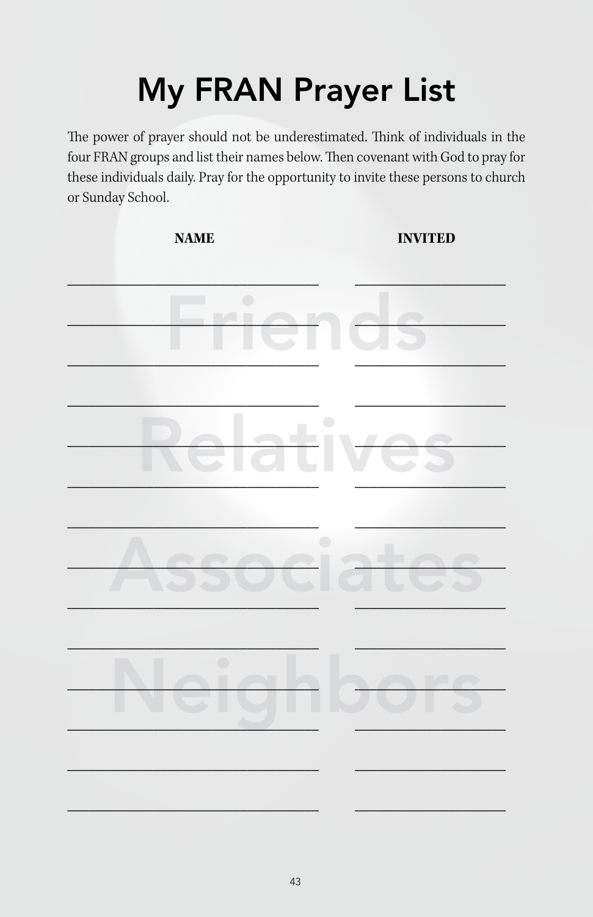# My FRAN Prayer List

The power of prayer should not be underestimated. Think of individuals in the four FRAN groups and list their names below. Then covenant with God to pray for these individuals daily. Pray for the opportunity to invite these persons to church or Sunday School.

| NAME | INVITED |
| --- | --- |
| | |
| | |
| | |
| | |
| | |
| | |
| | |
| | |
| | |
| | |
| | |
| | |
| | |
| | |

Friends

Relatives

Associates

Neighbors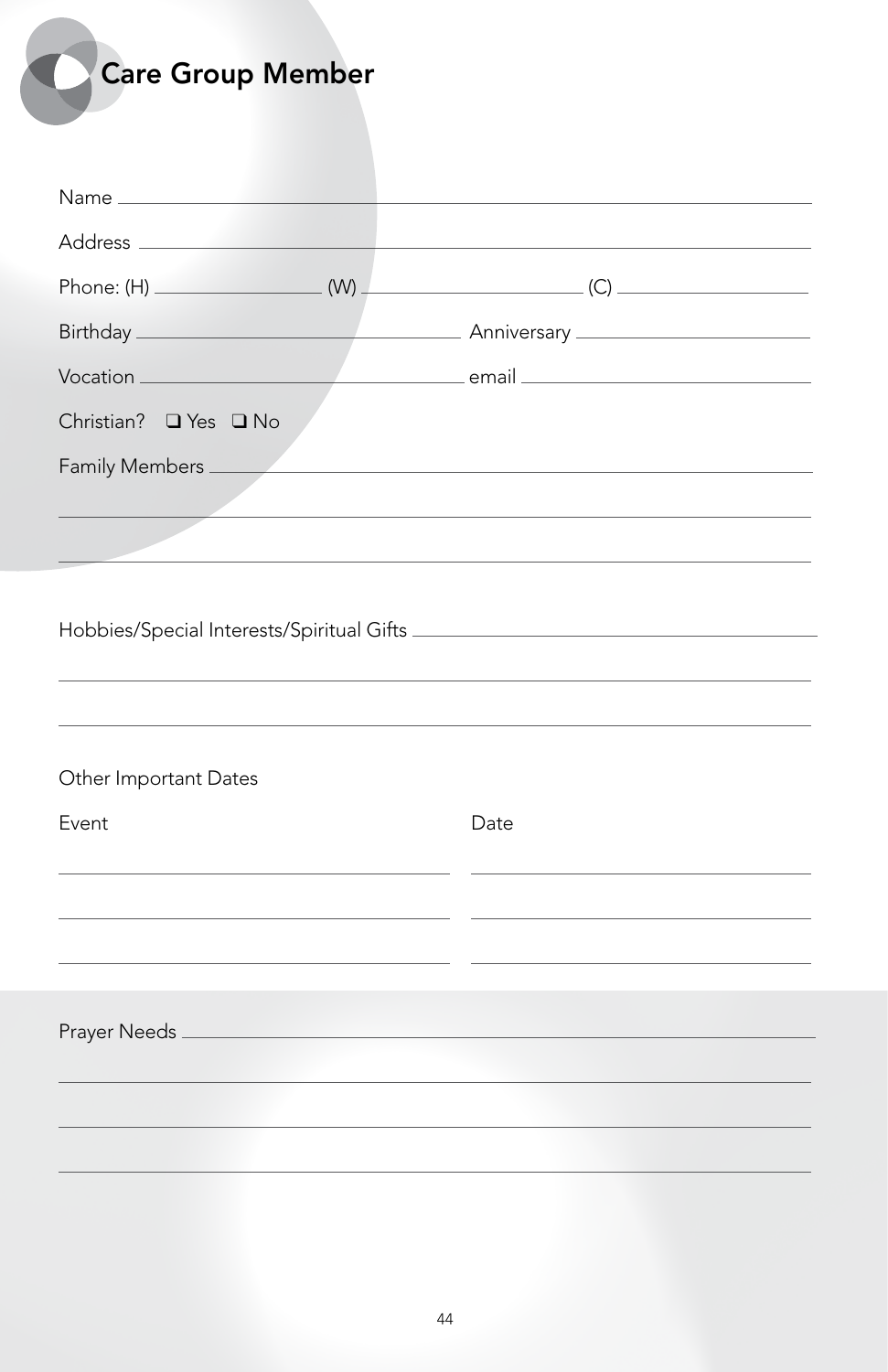# Care Group Member

Name ____________________________________________

Address ____________________________________________

Phone: (H) ______________ (W) ______________ (C) ______________

Birthday ______________________ Anniversary ______________________

Vocation ______________________ email ______________________

Christian? ❑ Yes ❑ No

Family Members ____________________________________________

____________________________________________

____________________________________________

Hobbies/Special Interests/Spiritual Gifts ______________________

____________________________________________

____________________________________________

Other Important Dates

| Event | Date |
| --- | --- |
| | |
| | |
| | |

Prayer Needs ____________________________________________

____________________________________________

____________________________________________

____________________________________________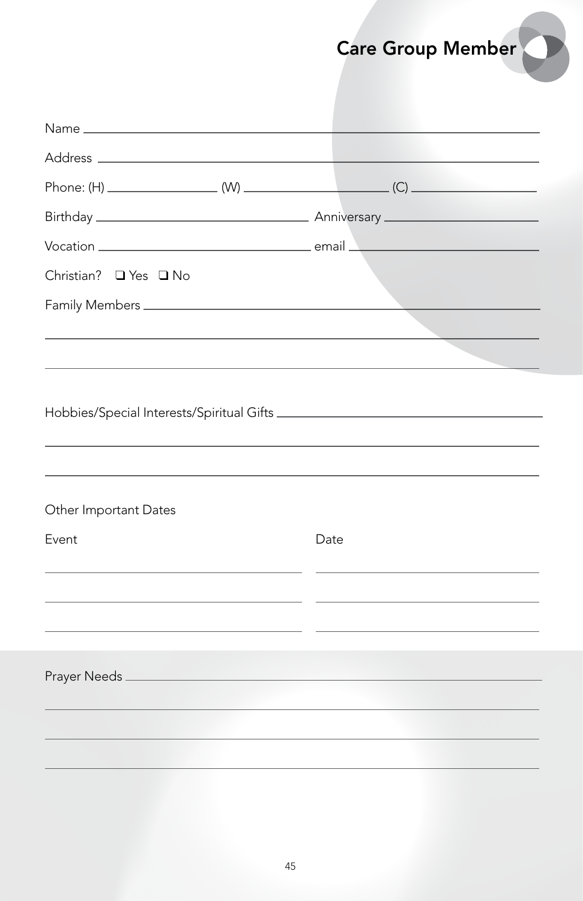# Care Group Member

Name ________________________________________________

Address ______________________________________________

Phone: (H) ______________ (W) ________________ (C) ______________

Birthday __________________________ Anniversary __________________

Vocation __________________________ email _______________________

Christian? ❑ Yes ❑ No

Family Members ________________________________________

______________________________________________________

______________________________________________________

Hobbies/Special Interests/Spiritual Gifts ____________________________

______________________________________________________

______________________________________________________

Other Important Dates

| Event | Date |
| --- | --- |
| | |
| | |
| | |

Prayer Needs __________________________________________

______________________________________________________

______________________________________________________

______________________________________________________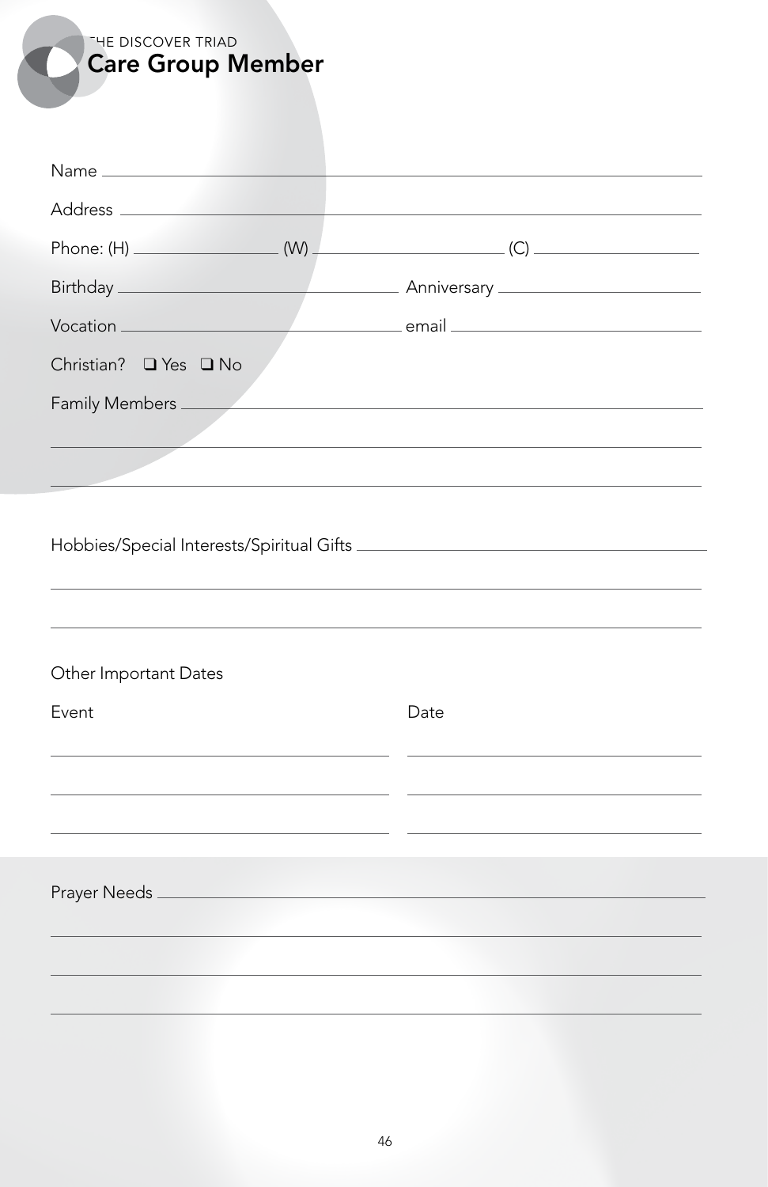THE DISCOVER TRIAD

# Care Group Member

Name ______________________________________________

Address ____________________________________________

Phone: (H) ______________ (W) ________________ (C) ______________

Birthday ________________________ Anniversary ____________________

Vocation ________________________ email _________________________

Christian? ❑ Yes ❑ No

Family Members _____________________________________

______________________________________________________

______________________________________________________

Hobbies/Special Interests/Spiritual Gifts ________________________

______________________________________________________

______________________________________________________

Other Important Dates

| Event | Date |
| --- | --- |
| | |
| | |
| | |

Prayer Needs _______________________________________

______________________________________________________

______________________________________________________

______________________________________________________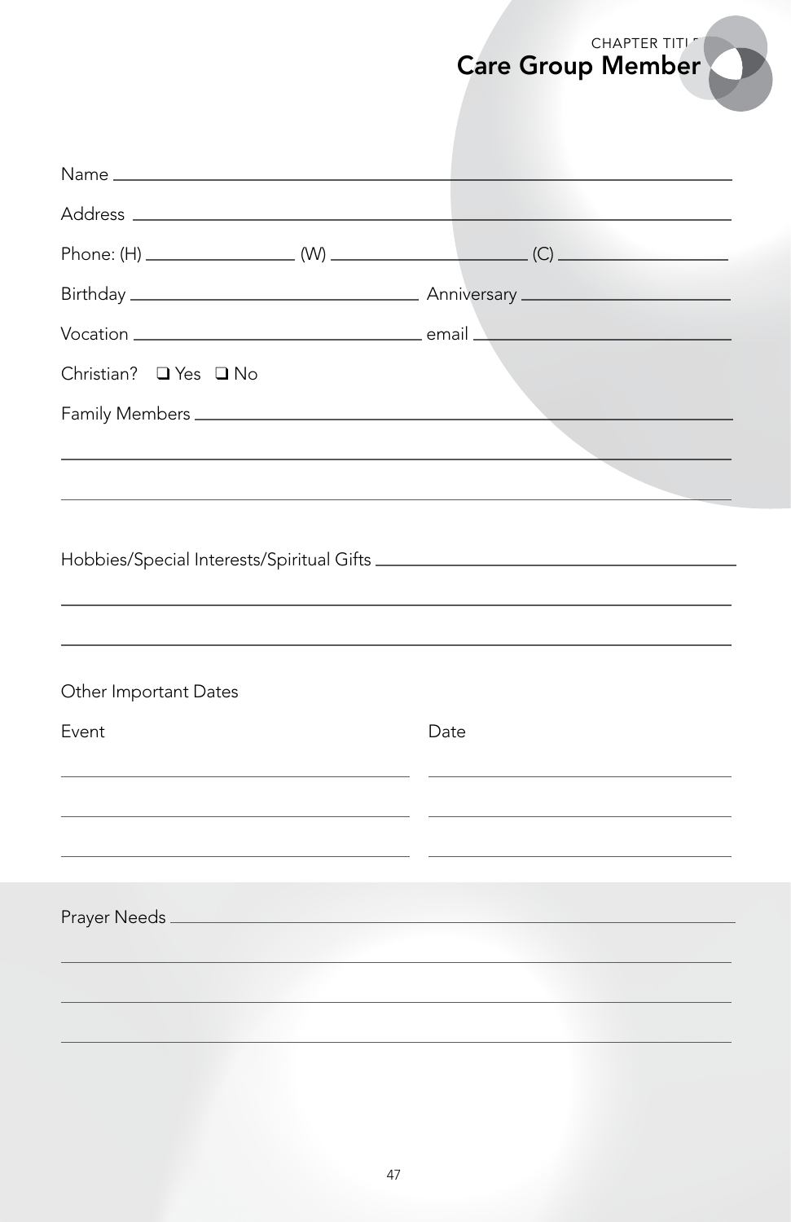# Care Group Member

Name ______________________________________________

Address ______________________________________________

Phone: (H) ______________ (W) ________________ (C) ______________

Birthday __________________________ Anniversary __________________

Vocation __________________________ email ______________________

Christian? ❑ Yes ❑ No

Family Members ______________________________________________

______________________________________________

______________________________________________

Hobbies/Special Interests/Spiritual Gifts ______________________________

______________________________________________

______________________________________________

Other Important Dates

| Event | Date |
| --- | --- |
| | |
| | |
| | |

Prayer Needs ______________________________________________

______________________________________________

______________________________________________

______________________________________________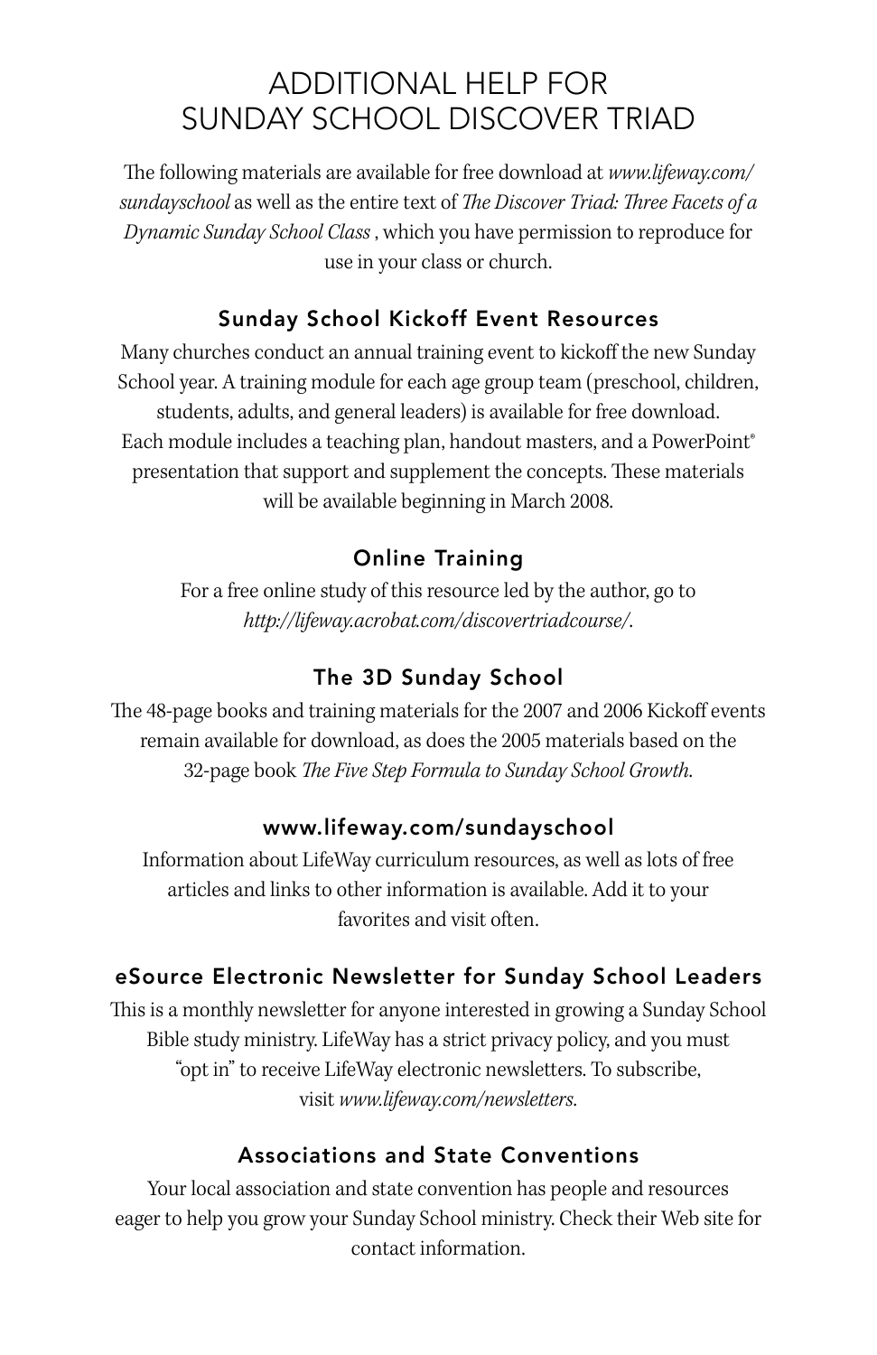# ADDITIONAL HELP FOR SUNDAY SCHOOL DISCOVER TRIAD

The following materials are available for free download at *www.lifeway.com/sundayschool* as well as the entire text of *The Discover Triad: Three Facets of a Dynamic Sunday School Class* , which you have permission to reproduce for use in your class or church.

## Sunday School Kickoff Event Resources

Many churches conduct an annual training event to kickoff the new Sunday School year. A training module for each age group team (preschool, children, students, adults, and general leaders) is available for free download. Each module includes a teaching plan, handout masters, and a PowerPoint® presentation that support and supplement the concepts. These materials will be available beginning in March 2008.

## Online Training

For a free online study of this resource led by the author, go to *http://lifeway.acrobat.com/discovertriadcourse/*.

## The 3D Sunday School

The 48-page books and training materials for the 2007 and 2006 Kickoff events remain available for download, as does the 2005 materials based on the 32-page book *The Five Step Formula to Sunday School Growth*.

## www.lifeway.com/sundayschool

Information about LifeWay curriculum resources, as well as lots of free articles and links to other information is available. Add it to your favorites and visit often.

## eSource Electronic Newsletter for Sunday School Leaders

This is a monthly newsletter for anyone interested in growing a Sunday School Bible study ministry. LifeWay has a strict privacy policy, and you must "opt in" to receive LifeWay electronic newsletters. To subscribe, visit *www.lifeway.com/newsletters*.

## Associations and State Conventions

Your local association and state convention has people and resources eager to help you grow your Sunday School ministry. Check their Web site for contact information.